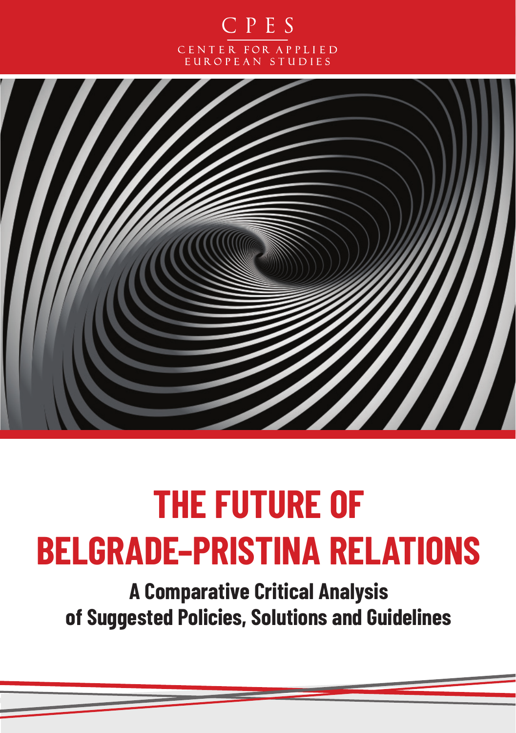CPES

CENTER FOR APPLIED EUROPEAN STUDIES

# THE FUTURE OF BELGRADE–PRISTINA RELATIONS

## A Comparative Critical Analysis of Suggested Policies, Solutions and Guidelines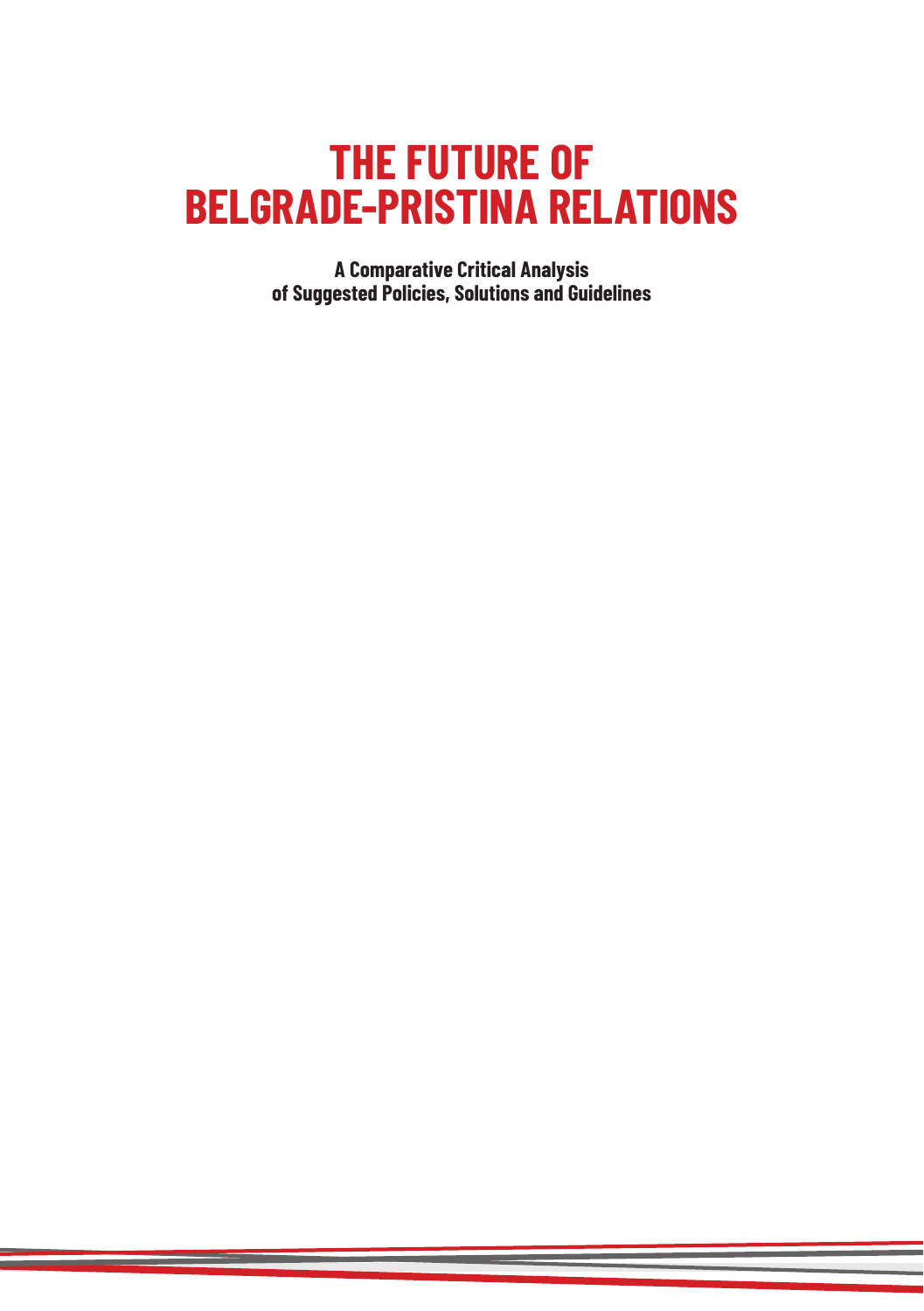# THE FUTURE OF BELGRADE-PRISTINA RELATIONS

**A Comparative Critical Analysis of Suggested Policies, Solutions and Guidelines**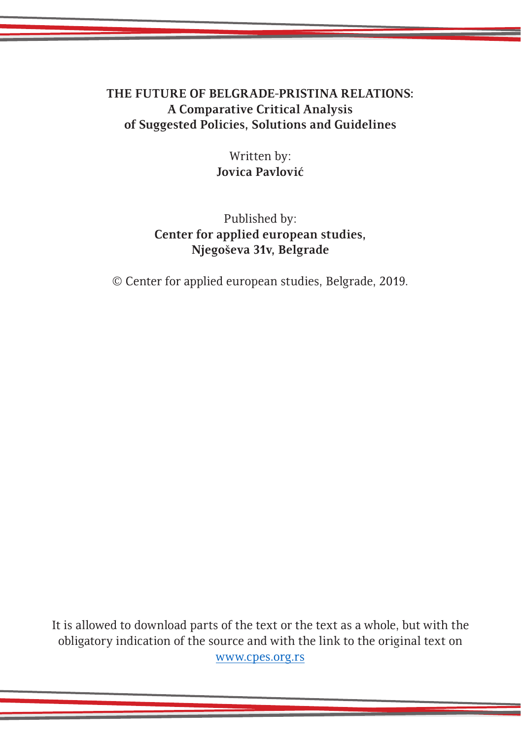**THE FUTURE OF BELGRADE-PRISTINA RELATIONS:**
**A Comparative Critical Analysis**
**of Suggested Policies, Solutions and Guidelines**

Written by:
**Jovica Pavlović**

Published by:
**Center for applied european studies,**
**Njegoševa 31v, Belgrade**

© Center for applied european studies, Belgrade, 2019.

It is allowed to download parts of the text or the text as a whole, but with the obligatory indication of the source and with the link to the original text on www.cpes.org.rs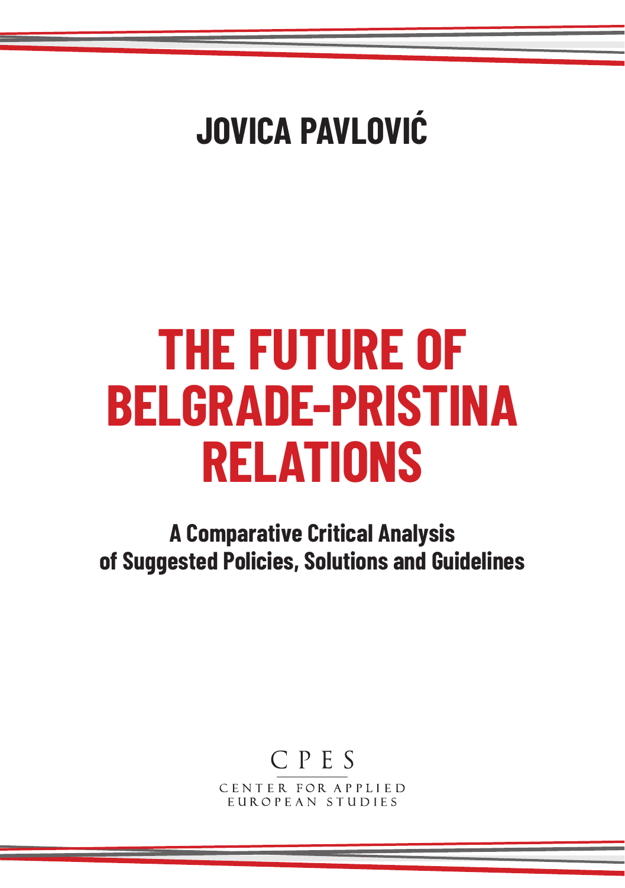**JOVICA PAVLOVIĆ**

# THE FUTURE OF BELGRADE-PRISTINA RELATIONS

## A Comparative Critical Analysis of Suggested Policies, Solutions and Guidelines

CPES

CENTER FOR APPLIED EUROPEAN STUDIES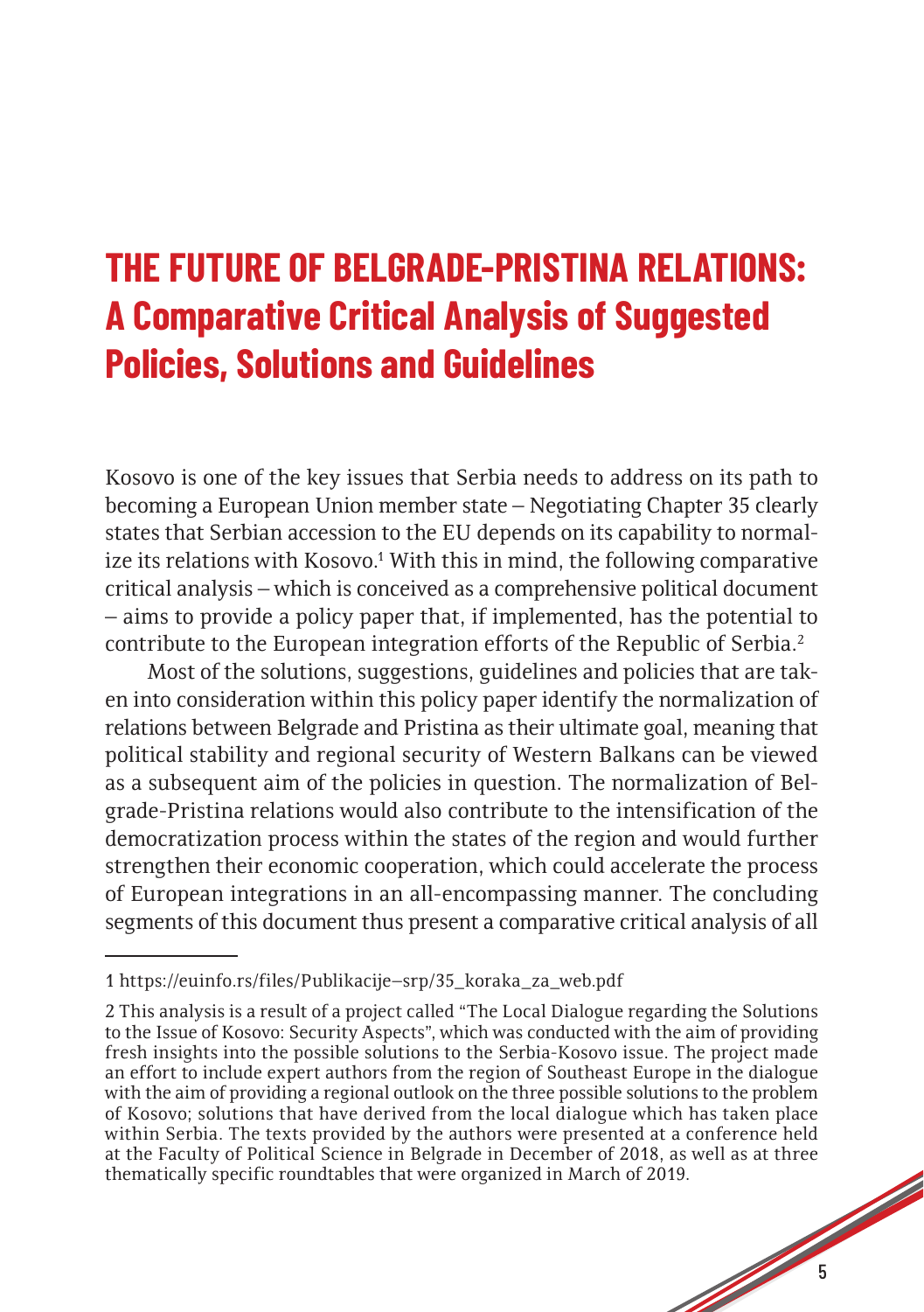# THE FUTURE OF BELGRADE-PRISTINA RELATIONS: A Comparative Critical Analysis of Suggested Policies, Solutions and Guidelines

Kosovo is one of the key issues that Serbia needs to address on its path to becoming a European Union member state – Negotiating Chapter 35 clearly states that Serbian accession to the EU depends on its capability to normalize its relations with Kosovo.[1] With this in mind, the following comparative critical analysis – which is conceived as a comprehensive political document – aims to provide a policy paper that, if implemented, has the potential to contribute to the European integration efforts of the Republic of Serbia.[2]

Most of the solutions, suggestions, guidelines and policies that are taken into consideration within this policy paper identify the normalization of relations between Belgrade and Pristina as their ultimate goal, meaning that political stability and regional security of Western Balkans can be viewed as a subsequent aim of the policies in question. The normalization of Belgrade-Pristina relations would also contribute to the intensification of the democratization process within the states of the region and would further strengthen their economic cooperation, which could accelerate the process of European integrations in an all-encompassing manner. The concluding segments of this document thus present a comparative critical analysis of all

---

1 https://euinfo.rs/files/Publikacije–srp/35_koraka_za_web.pdf

2 This analysis is a result of a project called "The Local Dialogue regarding the Solutions to the Issue of Kosovo: Security Aspects", which was conducted with the aim of providing fresh insights into the possible solutions to the Serbia-Kosovo issue. The project made an effort to include expert authors from the region of Southeast Europe in the dialogue with the aim of providing a regional outlook on the three possible solutions to the problem of Kosovo; solutions that have derived from the local dialogue which has taken place within Serbia. The texts provided by the authors were presented at a conference held at the Faculty of Political Science in Belgrade in December of 2018, as well as at three thematically specific roundtables that were organized in March of 2019.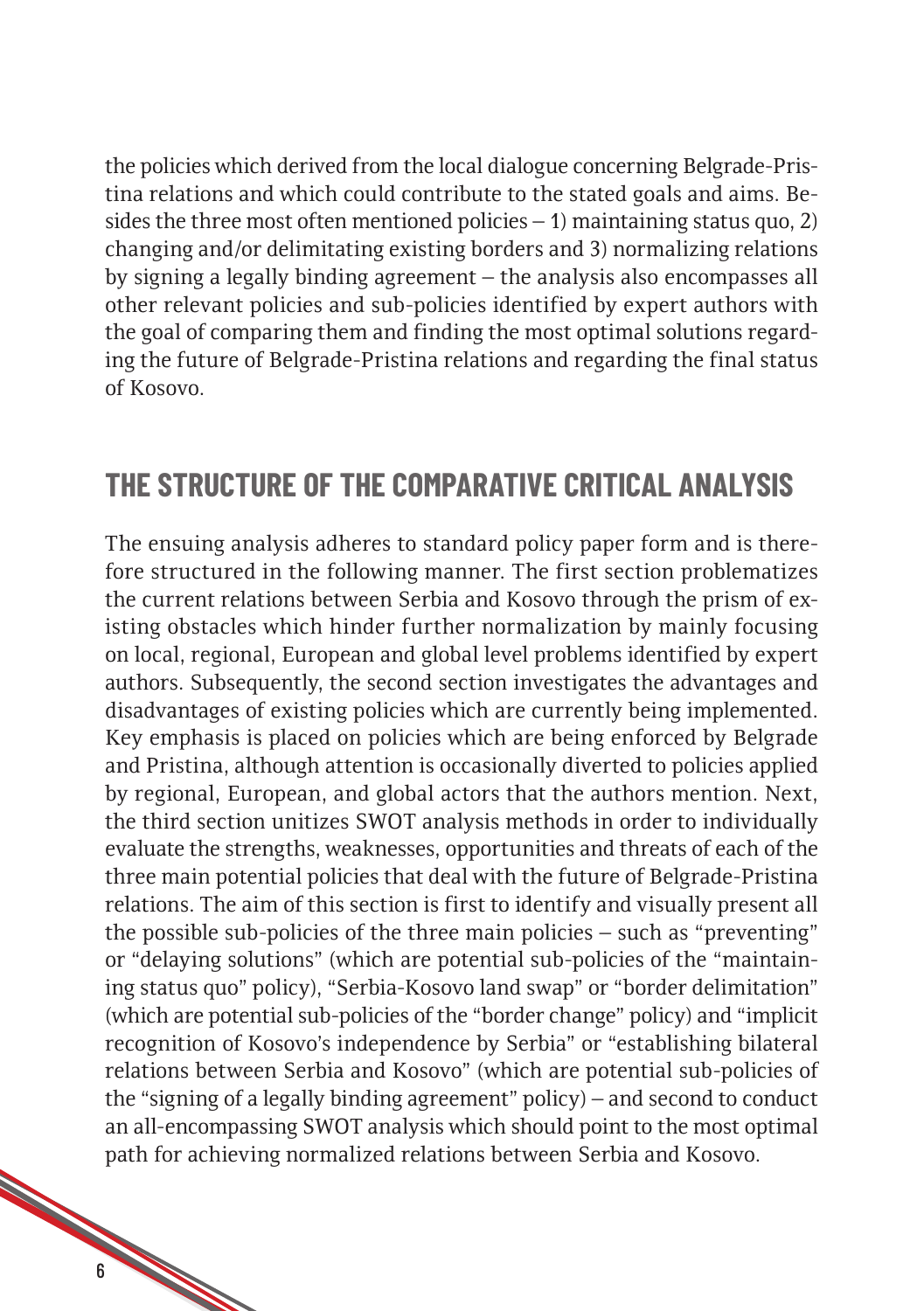the policies which derived from the local dialogue concerning Belgrade-Pristina relations and which could contribute to the stated goals and aims. Besides the three most often mentioned policies – 1) maintaining status quo, 2) changing and/or delimitating existing borders and 3) normalizing relations by signing a legally binding agreement – the analysis also encompasses all other relevant policies and sub-policies identified by expert authors with the goal of comparing them and finding the most optimal solutions regarding the future of Belgrade-Pristina relations and regarding the final status of Kosovo.

## THE STRUCTURE OF THE COMPARATIVE CRITICAL ANALYSIS

The ensuing analysis adheres to standard policy paper form and is therefore structured in the following manner. The first section problematizes the current relations between Serbia and Kosovo through the prism of existing obstacles which hinder further normalization by mainly focusing on local, regional, European and global level problems identified by expert authors. Subsequently, the second section investigates the advantages and disadvantages of existing policies which are currently being implemented. Key emphasis is placed on policies which are being enforced by Belgrade and Pristina, although attention is occasionally diverted to policies applied by regional, European, and global actors that the authors mention. Next, the third section unitizes SWOT analysis methods in order to individually evaluate the strengths, weaknesses, opportunities and threats of each of the three main potential policies that deal with the future of Belgrade-Pristina relations. The aim of this section is first to identify and visually present all the possible sub-policies of the three main policies – such as "preventing" or "delaying solutions" (which are potential sub-policies of the "maintaining status quo" policy), "Serbia-Kosovo land swap" or "border delimitation" (which are potential sub-policies of the "border change" policy) and "implicit recognition of Kosovo's independence by Serbia" or "establishing bilateral relations between Serbia and Kosovo" (which are potential sub-policies of the "signing of a legally binding agreement" policy) – and second to conduct an all-encompassing SWOT analysis which should point to the most optimal path for achieving normalized relations between Serbia and Kosovo.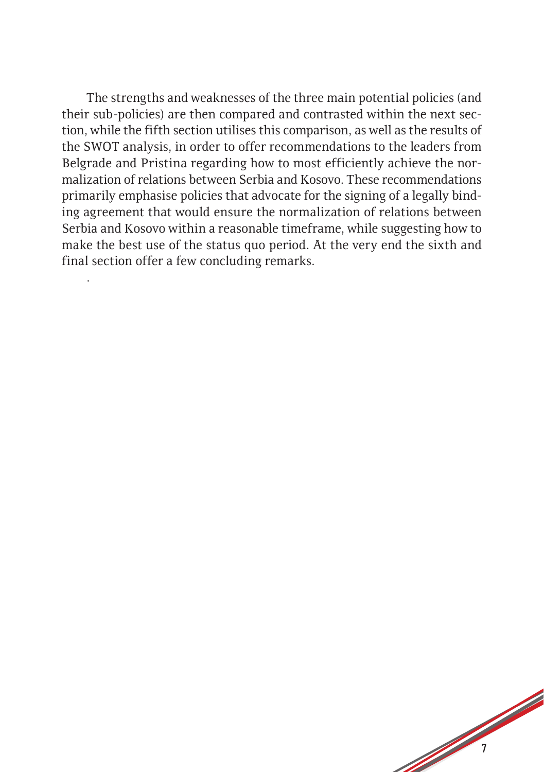The strengths and weaknesses of the three main potential policies (and their sub-policies) are then compared and contrasted within the next section, while the fifth section utilises this comparison, as well as the results of the SWOT analysis, in order to offer recommendations to the leaders from Belgrade and Pristina regarding how to most efficiently achieve the normalization of relations between Serbia and Kosovo. These recommendations primarily emphasise policies that advocate for the signing of a legally binding agreement that would ensure the normalization of relations between Serbia and Kosovo within a reasonable timeframe, while suggesting how to make the best use of the status quo period. At the very end the sixth and final section offer a few concluding remarks.

.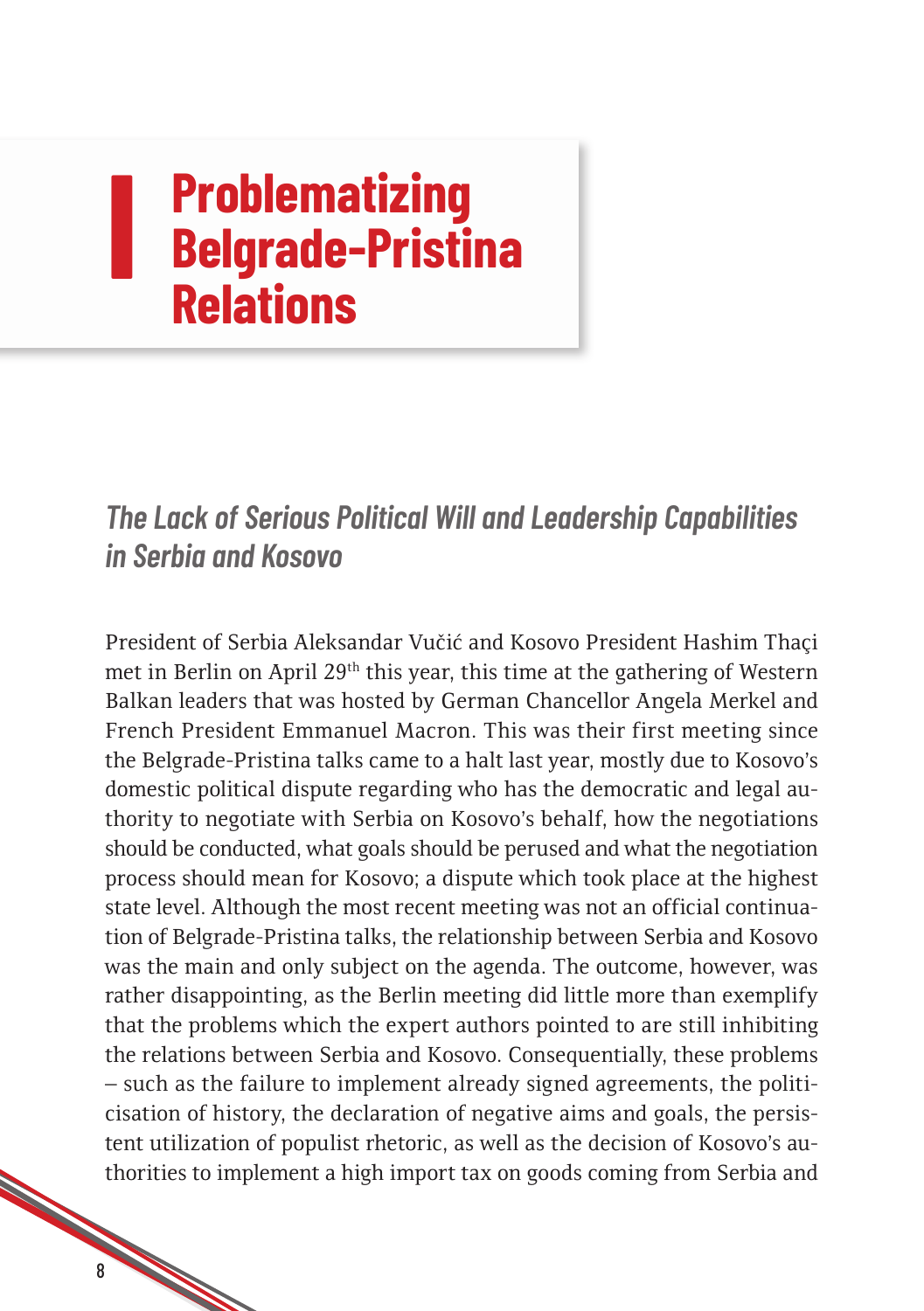# Problematizing Belgrade-Pristina Relations

## *The Lack of Serious Political Will and Leadership Capabilities in Serbia and Kosovo*

President of Serbia Aleksandar Vučić and Kosovo President Hashim Thaçi met in Berlin on April 29th this year, this time at the gathering of Western Balkan leaders that was hosted by German Chancellor Angela Merkel and French President Emmanuel Macron. This was their first meeting since the Belgrade-Pristina talks came to a halt last year, mostly due to Kosovo's domestic political dispute regarding who has the democratic and legal authority to negotiate with Serbia on Kosovo's behalf, how the negotiations should be conducted, what goals should be perused and what the negotiation process should mean for Kosovo; a dispute which took place at the highest state level. Although the most recent meeting was not an official continuation of Belgrade-Pristina talks, the relationship between Serbia and Kosovo was the main and only subject on the agenda. The outcome, however, was rather disappointing, as the Berlin meeting did little more than exemplify that the problems which the expert authors pointed to are still inhibiting the relations between Serbia and Kosovo. Consequentially, these problems – such as the failure to implement already signed agreements, the politicisation of history, the declaration of negative aims and goals, the persistent utilization of populist rhetoric, as well as the decision of Kosovo's authorities to implement a high import tax on goods coming from Serbia and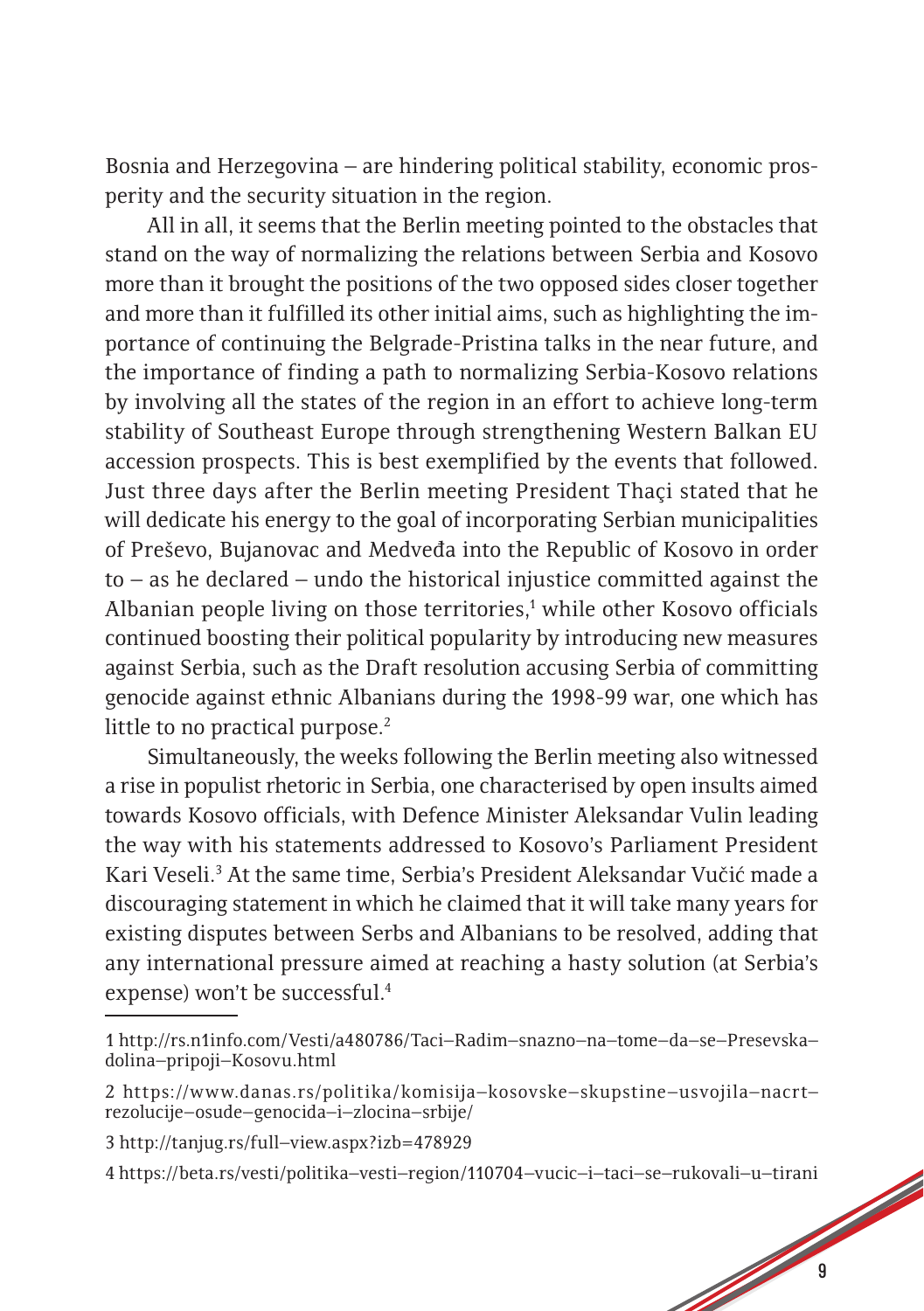Bosnia and Herzegovina – are hindering political stability, economic prosperity and the security situation in the region.

All in all, it seems that the Berlin meeting pointed to the obstacles that stand on the way of normalizing the relations between Serbia and Kosovo more than it brought the positions of the two opposed sides closer together and more than it fulfilled its other initial aims, such as highlighting the importance of continuing the Belgrade-Pristina talks in the near future, and the importance of finding a path to normalizing Serbia-Kosovo relations by involving all the states of the region in an effort to achieve long-term stability of Southeast Europe through strengthening Western Balkan EU accession prospects. This is best exemplified by the events that followed. Just three days after the Berlin meeting President Thaçi stated that he will dedicate his energy to the goal of incorporating Serbian municipalities of Preševo, Bujanovac and Medveđa into the Republic of Kosovo in order to – as he declared – undo the historical injustice committed against the Albanian people living on those territories,[1] while other Kosovo officials continued boosting their political popularity by introducing new measures against Serbia, such as the Draft resolution accusing Serbia of committing genocide against ethnic Albanians during the 1998-99 war, one which has little to no practical purpose.[2]

Simultaneously, the weeks following the Berlin meeting also witnessed a rise in populist rhetoric in Serbia, one characterised by open insults aimed towards Kosovo officials, with Defence Minister Aleksandar Vulin leading the way with his statements addressed to Kosovo's Parliament President Kari Veseli.[3] At the same time, Serbia's President Aleksandar Vučić made a discouraging statement in which he claimed that it will take many years for existing disputes between Serbs and Albanians to be resolved, adding that any international pressure aimed at reaching a hasty solution (at Serbia's expense) won't be successful.[4]

---

1 http://rs.n1info.com/Vesti/a480786/Taci–Radim–snazno–na–tome–da–se–Presevska–dolina–pripoji–Kosovu.html

2 https://www.danas.rs/politika/komisija–kosovske–skupstine–usvojila–nacrt–rezolucije–osude–genocida–i–zlocina–srbije/

3 http://tanjug.rs/full–view.aspx?izb=478929

4 https://beta.rs/vesti/politika–vesti–region/110704–vucic–i–taci–se–rukovali–u–tirani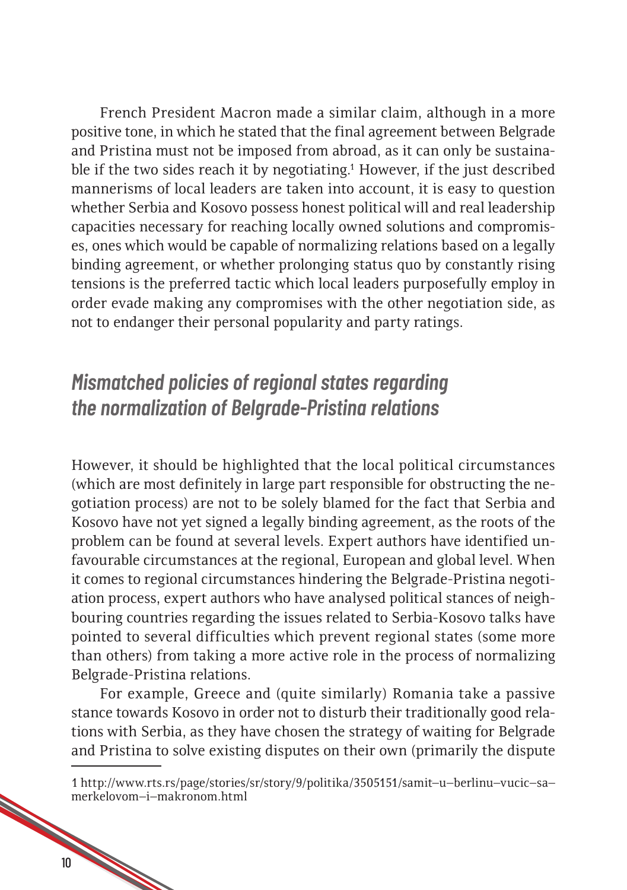French President Macron made a similar claim, although in a more positive tone, in which he stated that the final agreement between Belgrade and Pristina must not be imposed from abroad, as it can only be sustainable if the two sides reach it by negotiating.[1] However, if the just described mannerisms of local leaders are taken into account, it is easy to question whether Serbia and Kosovo possess honest political will and real leadership capacities necessary for reaching locally owned solutions and compromises, ones which would be capable of normalizing relations based on a legally binding agreement, or whether prolonging status quo by constantly rising tensions is the preferred tactic which local leaders purposefully employ in order evade making any compromises with the other negotiation side, as not to endanger their personal popularity and party ratings.

## *Mismatched policies of regional states regarding the normalization of Belgrade-Pristina relations*

However, it should be highlighted that the local political circumstances (which are most definitely in large part responsible for obstructing the negotiation process) are not to be solely blamed for the fact that Serbia and Kosovo have not yet signed a legally binding agreement, as the roots of the problem can be found at several levels. Expert authors have identified unfavourable circumstances at the regional, European and global level. When it comes to regional circumstances hindering the Belgrade-Pristina negotiation process, expert authors who have analysed political stances of neighbouring countries regarding the issues related to Serbia-Kosovo talks have pointed to several difficulties which prevent regional states (some more than others) from taking a more active role in the process of normalizing Belgrade-Pristina relations.

For example, Greece and (quite similarly) Romania take a passive stance towards Kosovo in order not to disturb their traditionally good relations with Serbia, as they have chosen the strategy of waiting for Belgrade and Pristina to solve existing disputes on their own (primarily the dispute

---

1 http://www.rts.rs/page/stories/sr/story/9/politika/3505151/samit–u–berlinu–vucic–sa–merkelovom–i–makronom.html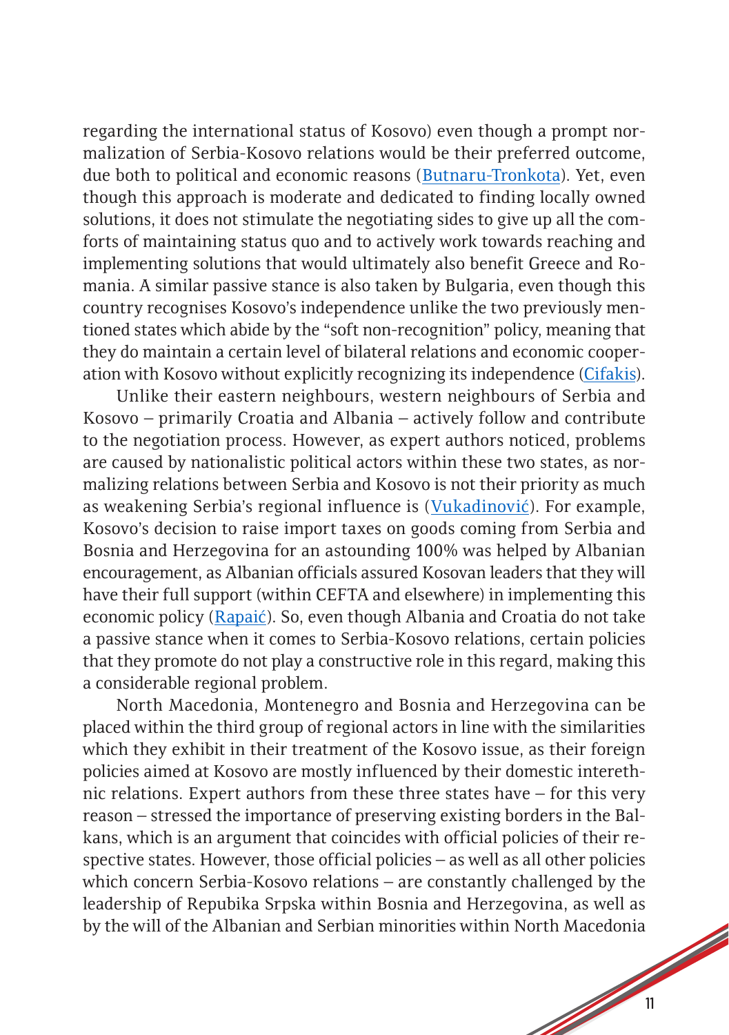regarding the international status of Kosovo) even though a prompt normalization of Serbia-Kosovo relations would be their preferred outcome, due both to political and economic reasons (Butnaru-Tronkota). Yet, even though this approach is moderate and dedicated to finding locally owned solutions, it does not stimulate the negotiating sides to give up all the comforts of maintaining status quo and to actively work towards reaching and implementing solutions that would ultimately also benefit Greece and Romania. A similar passive stance is also taken by Bulgaria, even though this country recognises Kosovo's independence unlike the two previously mentioned states which abide by the "soft non-recognition" policy, meaning that they do maintain a certain level of bilateral relations and economic cooperation with Kosovo without explicitly recognizing its independence (Cifakis).

Unlike their eastern neighbours, western neighbours of Serbia and Kosovo – primarily Croatia and Albania – actively follow and contribute to the negotiation process. However, as expert authors noticed, problems are caused by nationalistic political actors within these two states, as normalizing relations between Serbia and Kosovo is not their priority as much as weakening Serbia's regional influence is (Vukadinović). For example, Kosovo's decision to raise import taxes on goods coming from Serbia and Bosnia and Herzegovina for an astounding 100% was helped by Albanian encouragement, as Albanian officials assured Kosovan leaders that they will have their full support (within CEFTA and elsewhere) in implementing this economic policy (Rapaić). So, even though Albania and Croatia do not take a passive stance when it comes to Serbia-Kosovo relations, certain policies that they promote do not play a constructive role in this regard, making this a considerable regional problem.

North Macedonia, Montenegro and Bosnia and Herzegovina can be placed within the third group of regional actors in line with the similarities which they exhibit in their treatment of the Kosovo issue, as their foreign policies aimed at Kosovo are mostly influenced by their domestic interethnic relations. Expert authors from these three states have – for this very reason – stressed the importance of preserving existing borders in the Balkans, which is an argument that coincides with official policies of their respective states. However, those official policies – as well as all other policies which concern Serbia-Kosovo relations – are constantly challenged by the leadership of Repubika Srpska within Bosnia and Herzegovina, as well as by the will of the Albanian and Serbian minorities within North Macedonia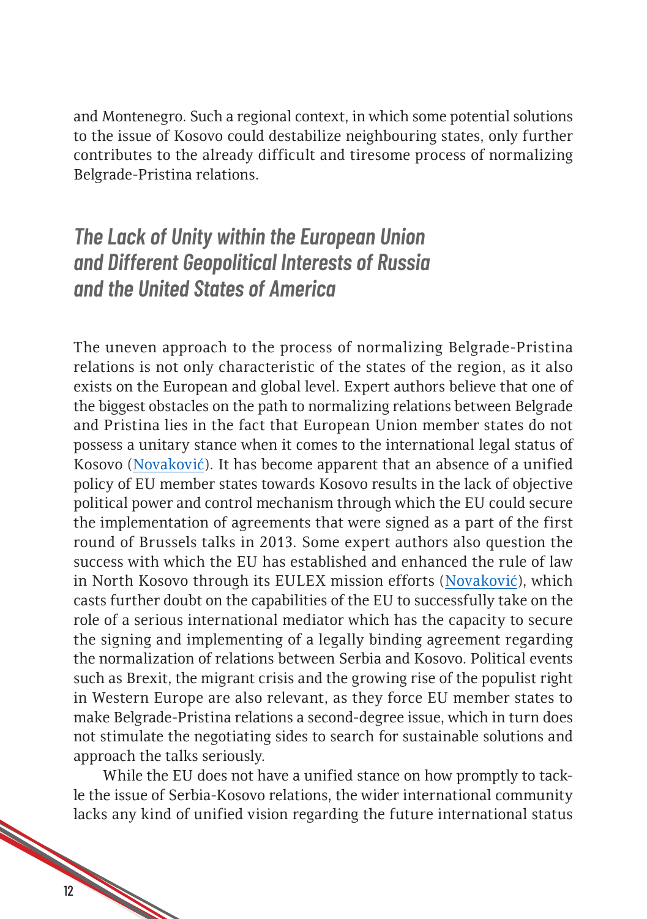and Montenegro. Such a regional context, in which some potential solutions to the issue of Kosovo could destabilize neighbouring states, only further contributes to the already difficult and tiresome process of normalizing Belgrade-Pristina relations.

## *The Lack of Unity within the European Union and Different Geopolitical Interests of Russia and the United States of America*

The uneven approach to the process of normalizing Belgrade-Pristina relations is not only characteristic of the states of the region, as it also exists on the European and global level. Expert authors believe that one of the biggest obstacles on the path to normalizing relations between Belgrade and Pristina lies in the fact that European Union member states do not possess a unitary stance when it comes to the international legal status of Kosovo (Novaković). It has become apparent that an absence of a unified policy of EU member states towards Kosovo results in the lack of objective political power and control mechanism through which the EU could secure the implementation of agreements that were signed as a part of the first round of Brussels talks in 2013. Some expert authors also question the success with which the EU has established and enhanced the rule of law in North Kosovo through its EULEX mission efforts (Novaković), which casts further doubt on the capabilities of the EU to successfully take on the role of a serious international mediator which has the capacity to secure the signing and implementing of a legally binding agreement regarding the normalization of relations between Serbia and Kosovo. Political events such as Brexit, the migrant crisis and the growing rise of the populist right in Western Europe are also relevant, as they force EU member states to make Belgrade-Pristina relations a second-degree issue, which in turn does not stimulate the negotiating sides to search for sustainable solutions and approach the talks seriously.

While the EU does not have a unified stance on how promptly to tackle the issue of Serbia-Kosovo relations, the wider international community lacks any kind of unified vision regarding the future international status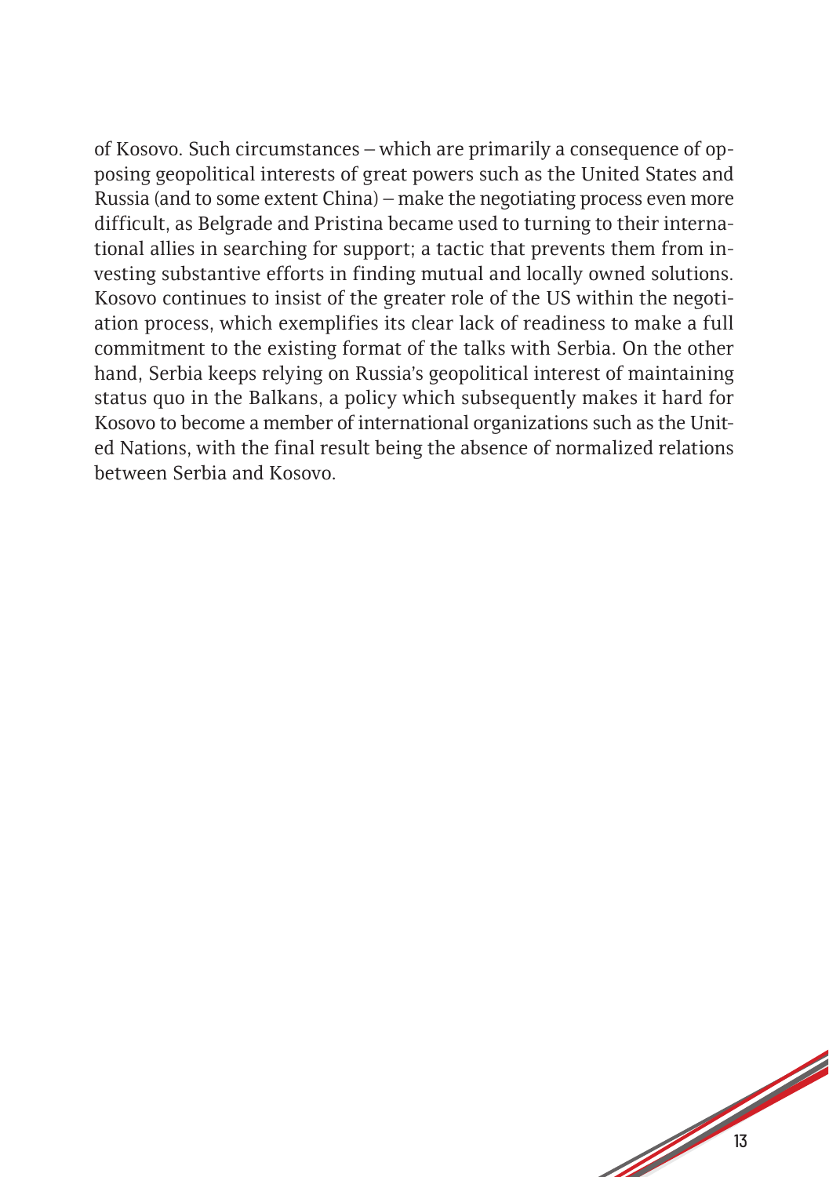of Kosovo. Such circumstances – which are primarily a consequence of opposing geopolitical interests of great powers such as the United States and Russia (and to some extent China) – make the negotiating process even more difficult, as Belgrade and Pristina became used to turning to their international allies in searching for support; a tactic that prevents them from investing substantive efforts in finding mutual and locally owned solutions. Kosovo continues to insist of the greater role of the US within the negotiation process, which exemplifies its clear lack of readiness to make a full commitment to the existing format of the talks with Serbia. On the other hand, Serbia keeps relying on Russia's geopolitical interest of maintaining status quo in the Balkans, a policy which subsequently makes it hard for Kosovo to become a member of international organizations such as the United Nations, with the final result being the absence of normalized relations between Serbia and Kosovo.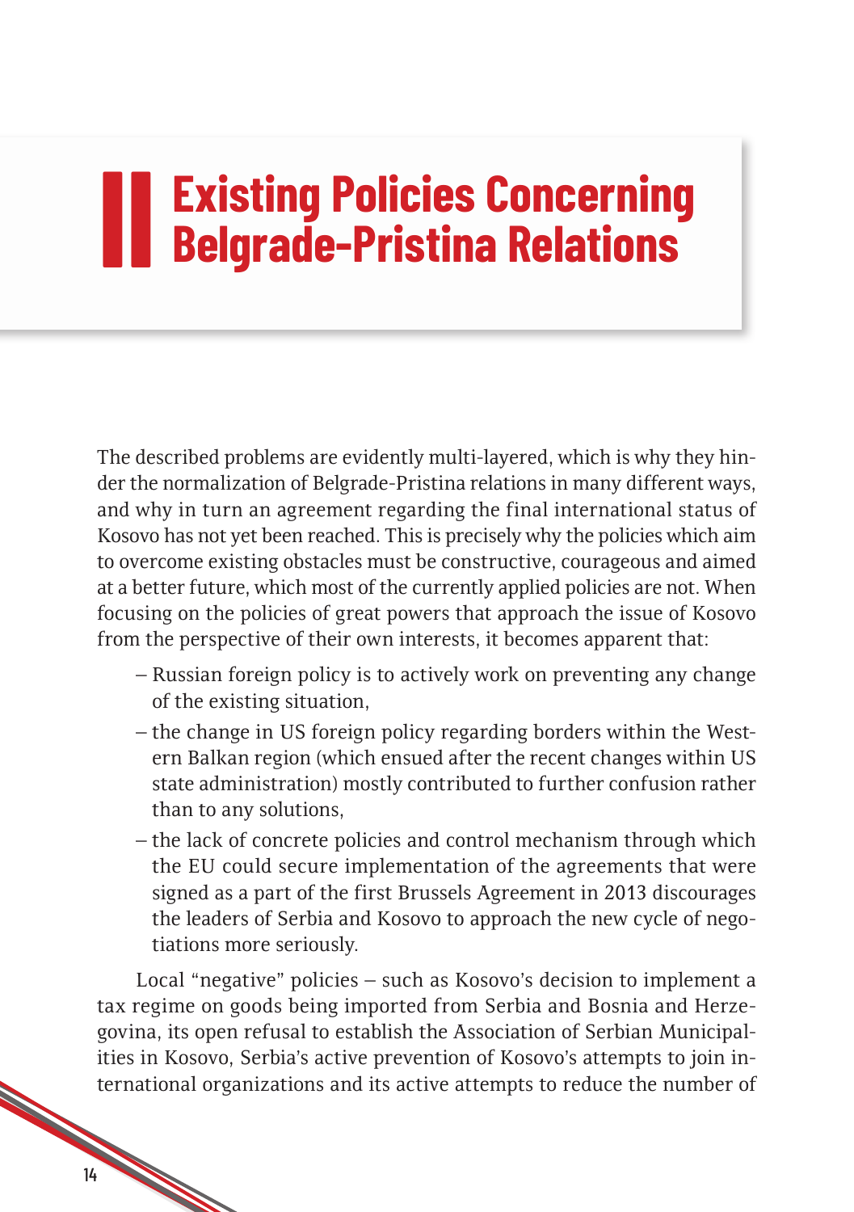# II Existing Policies Concerning Belgrade-Pristina Relations

The described problems are evidently multi-layered, which is why they hinder the normalization of Belgrade-Pristina relations in many different ways, and why in turn an agreement regarding the final international status of Kosovo has not yet been reached. This is precisely why the policies which aim to overcome existing obstacles must be constructive, courageous and aimed at a better future, which most of the currently applied policies are not. When focusing on the policies of great powers that approach the issue of Kosovo from the perspective of their own interests, it becomes apparent that:

- Russian foreign policy is to actively work on preventing any change of the existing situation,
- the change in US foreign policy regarding borders within the Western Balkan region (which ensued after the recent changes within US state administration) mostly contributed to further confusion rather than to any solutions,
- the lack of concrete policies and control mechanism through which the EU could secure implementation of the agreements that were signed as a part of the first Brussels Agreement in 2013 discourages the leaders of Serbia and Kosovo to approach the new cycle of negotiations more seriously.

Local "negative" policies – such as Kosovo's decision to implement a tax regime on goods being imported from Serbia and Bosnia and Herzegovina, its open refusal to establish the Association of Serbian Municipalities in Kosovo, Serbia's active prevention of Kosovo's attempts to join international organizations and its active attempts to reduce the number of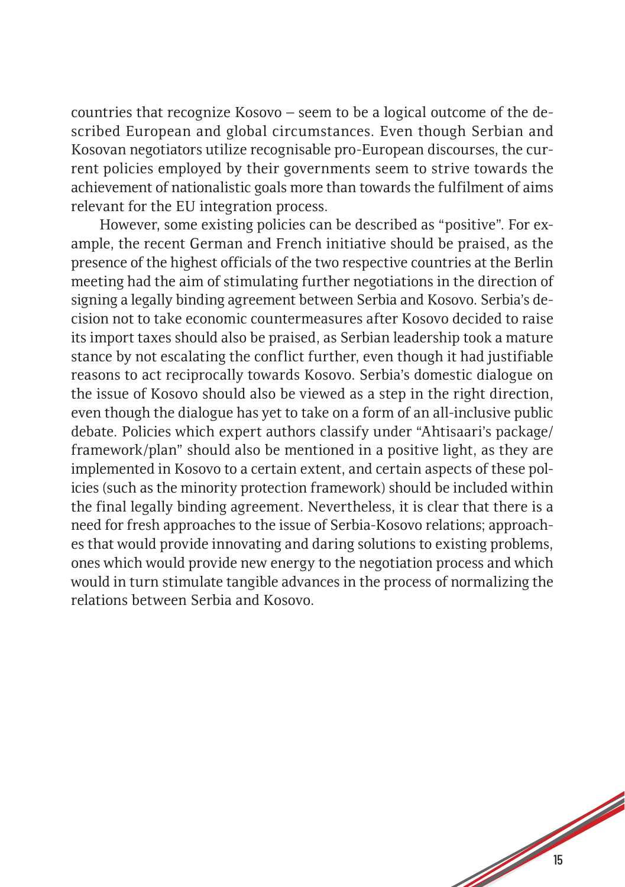countries that recognize Kosovo – seem to be a logical outcome of the described European and global circumstances. Even though Serbian and Kosovan negotiators utilize recognisable pro-European discourses, the current policies employed by their governments seem to strive towards the achievement of nationalistic goals more than towards the fulfilment of aims relevant for the EU integration process.

However, some existing policies can be described as "positive". For example, the recent German and French initiative should be praised, as the presence of the highest officials of the two respective countries at the Berlin meeting had the aim of stimulating further negotiations in the direction of signing a legally binding agreement between Serbia and Kosovo. Serbia's decision not to take economic countermeasures after Kosovo decided to raise its import taxes should also be praised, as Serbian leadership took a mature stance by not escalating the conflict further, even though it had justifiable reasons to act reciprocally towards Kosovo. Serbia's domestic dialogue on the issue of Kosovo should also be viewed as a step in the right direction, even though the dialogue has yet to take on a form of an all-inclusive public debate. Policies which expert authors classify under "Ahtisaari's package/framework/plan" should also be mentioned in a positive light, as they are implemented in Kosovo to a certain extent, and certain aspects of these policies (such as the minority protection framework) should be included within the final legally binding agreement. Nevertheless, it is clear that there is a need for fresh approaches to the issue of Serbia-Kosovo relations; approaches that would provide innovating and daring solutions to existing problems, ones which would provide new energy to the negotiation process and which would in turn stimulate tangible advances in the process of normalizing the relations between Serbia and Kosovo.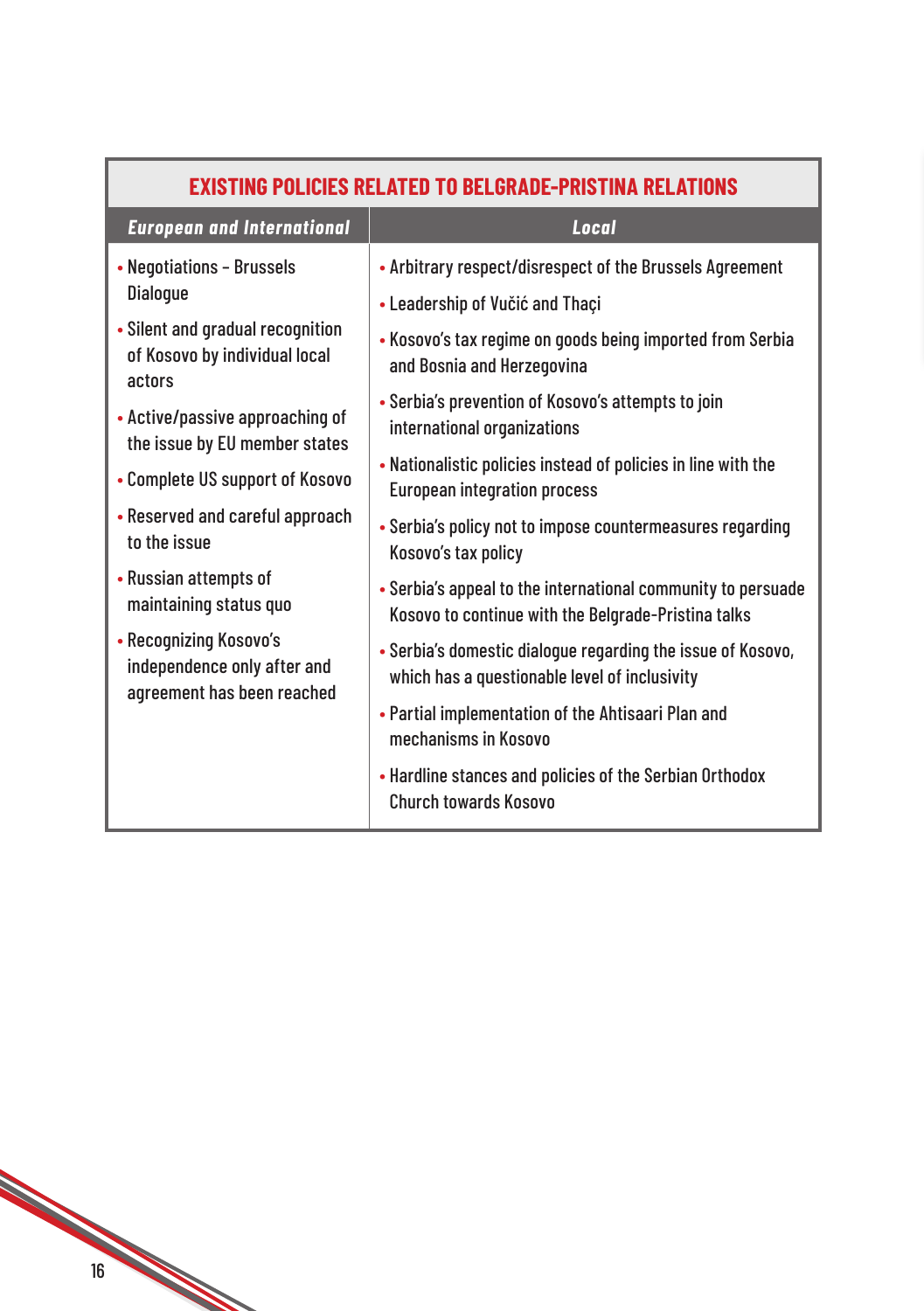| EXISTING POLICIES RELATED TO BELGRADE-PRISTINA RELATIONS | |
|---|---|
| ***European and International*** | ***Local*** |
| • Negotiations – Brussels Dialogue<br>• Silent and gradual recognition of Kosovo by individual local actors<br>• Active/passive approaching of the issue by EU member states<br>• Complete US support of Kosovo<br>• Reserved and careful approach to the issue<br>• Russian attempts of maintaining status quo<br>• Recognizing Kosovo's independence only after and agreement has been reached | • Arbitrary respect/disrespect of the Brussels Agreement<br>• Leadership of Vučić and Thaçi<br>• Kosovo's tax regime on goods being imported from Serbia and Bosnia and Herzegovina<br>• Serbia's prevention of Kosovo's attempts to join international organizations<br>• Nationalistic policies instead of policies in line with the European integration process<br>• Serbia's policy not to impose countermeasures regarding Kosovo's tax policy<br>• Serbia's appeal to the international community to persuade Kosovo to continue with the Belgrade-Pristina talks<br>• Serbia's domestic dialogue regarding the issue of Kosovo, which has a questionable level of inclusivity<br>• Partial implementation of the Ahtisaari Plan and mechanisms in Kosovo<br>• Hardline stances and policies of the Serbian Orthodox Church towards Kosovo |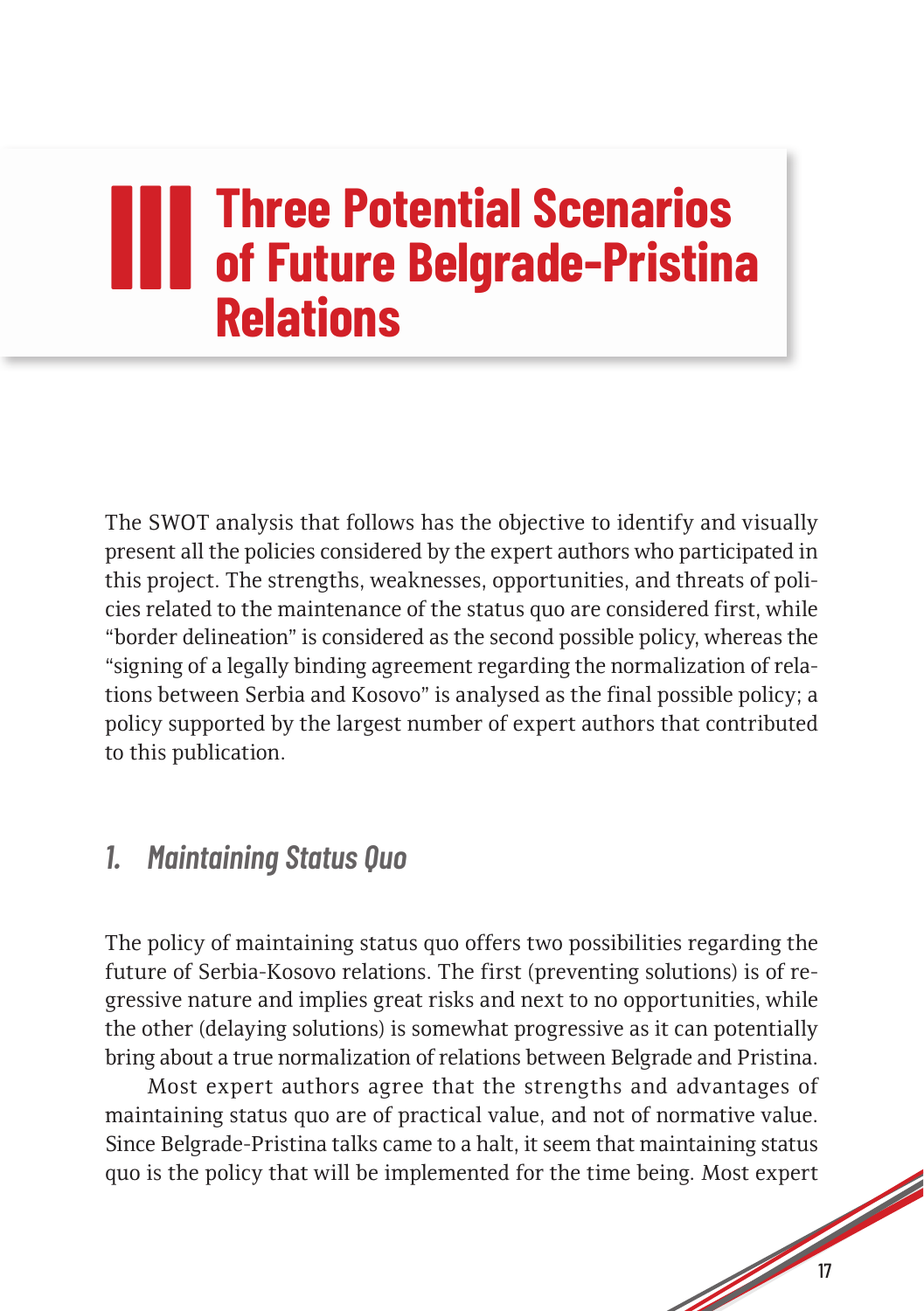# III Three Potential Scenarios of Future Belgrade-Pristina Relations

The SWOT analysis that follows has the objective to identify and visually present all the policies considered by the expert authors who participated in this project. The strengths, weaknesses, opportunities, and threats of policies related to the maintenance of the status quo are considered first, while "border delineation" is considered as the second possible policy, whereas the "signing of a legally binding agreement regarding the normalization of relations between Serbia and Kosovo" is analysed as the final possible policy; a policy supported by the largest number of expert authors that contributed to this publication.

## *1. Maintaining Status Quo*

The policy of maintaining status quo offers two possibilities regarding the future of Serbia-Kosovo relations. The first (preventing solutions) is of regressive nature and implies great risks and next to no opportunities, while the other (delaying solutions) is somewhat progressive as it can potentially bring about a true normalization of relations between Belgrade and Pristina.

Most expert authors agree that the strengths and advantages of maintaining status quo are of practical value, and not of normative value. Since Belgrade-Pristina talks came to a halt, it seem that maintaining status quo is the policy that will be implemented for the time being. Most expert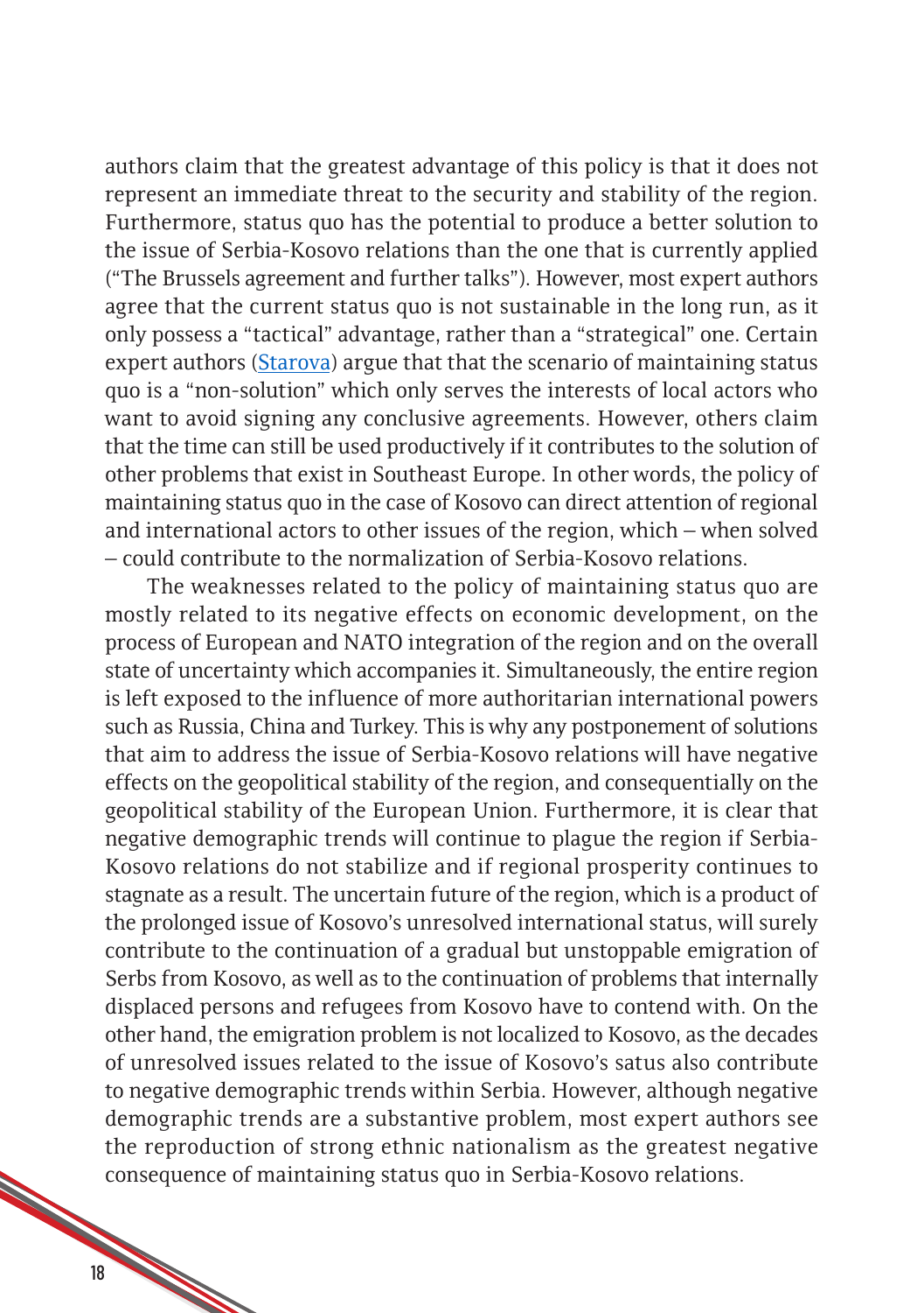authors claim that the greatest advantage of this policy is that it does not represent an immediate threat to the security and stability of the region. Furthermore, status quo has the potential to produce a better solution to the issue of Serbia-Kosovo relations than the one that is currently applied ("The Brussels agreement and further talks"). However, most expert authors agree that the current status quo is not sustainable in the long run, as it only possess a "tactical" advantage, rather than a "strategical" one. Certain expert authors (Starova) argue that that the scenario of maintaining status quo is a "non-solution" which only serves the interests of local actors who want to avoid signing any conclusive agreements. However, others claim that the time can still be used productively if it contributes to the solution of other problems that exist in Southeast Europe. In other words, the policy of maintaining status quo in the case of Kosovo can direct attention of regional and international actors to other issues of the region, which – when solved – could contribute to the normalization of Serbia-Kosovo relations.

The weaknesses related to the policy of maintaining status quo are mostly related to its negative effects on economic development, on the process of European and NATO integration of the region and on the overall state of uncertainty which accompanies it. Simultaneously, the entire region is left exposed to the influence of more authoritarian international powers such as Russia, China and Turkey. This is why any postponement of solutions that aim to address the issue of Serbia-Kosovo relations will have negative effects on the geopolitical stability of the region, and consequentially on the geopolitical stability of the European Union. Furthermore, it is clear that negative demographic trends will continue to plague the region if Serbia-Kosovo relations do not stabilize and if regional prosperity continues to stagnate as a result. The uncertain future of the region, which is a product of the prolonged issue of Kosovo's unresolved international status, will surely contribute to the continuation of a gradual but unstoppable emigration of Serbs from Kosovo, as well as to the continuation of problems that internally displaced persons and refugees from Kosovo have to contend with. On the other hand, the emigration problem is not localized to Kosovo, as the decades of unresolved issues related to the issue of Kosovo's satus also contribute to negative demographic trends within Serbia. However, although negative demographic trends are a substantive problem, most expert authors see the reproduction of strong ethnic nationalism as the greatest negative consequence of maintaining status quo in Serbia-Kosovo relations.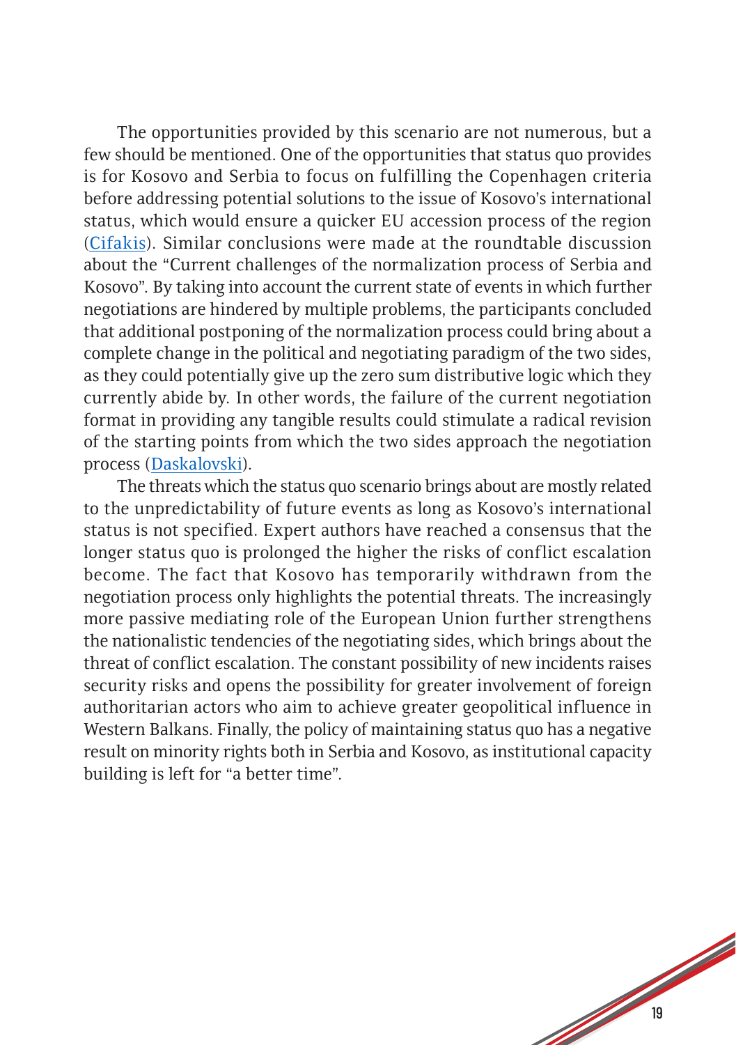The opportunities provided by this scenario are not numerous, but a few should be mentioned. One of the opportunities that status quo provides is for Kosovo and Serbia to focus on fulfilling the Copenhagen criteria before addressing potential solutions to the issue of Kosovo's international status, which would ensure a quicker EU accession process of the region (Cifakis). Similar conclusions were made at the roundtable discussion about the "Current challenges of the normalization process of Serbia and Kosovo". By taking into account the current state of events in which further negotiations are hindered by multiple problems, the participants concluded that additional postponing of the normalization process could bring about a complete change in the political and negotiating paradigm of the two sides, as they could potentially give up the zero sum distributive logic which they currently abide by. In other words, the failure of the current negotiation format in providing any tangible results could stimulate a radical revision of the starting points from which the two sides approach the negotiation process (Daskalovski).

The threats which the status quo scenario brings about are mostly related to the unpredictability of future events as long as Kosovo's international status is not specified. Expert authors have reached a consensus that the longer status quo is prolonged the higher the risks of conflict escalation become. The fact that Kosovo has temporarily withdrawn from the negotiation process only highlights the potential threats. The increasingly more passive mediating role of the European Union further strengthens the nationalistic tendencies of the negotiating sides, which brings about the threat of conflict escalation. The constant possibility of new incidents raises security risks and opens the possibility for greater involvement of foreign authoritarian actors who aim to achieve greater geopolitical influence in Western Balkans. Finally, the policy of maintaining status quo has a negative result on minority rights both in Serbia and Kosovo, as institutional capacity building is left for "a better time".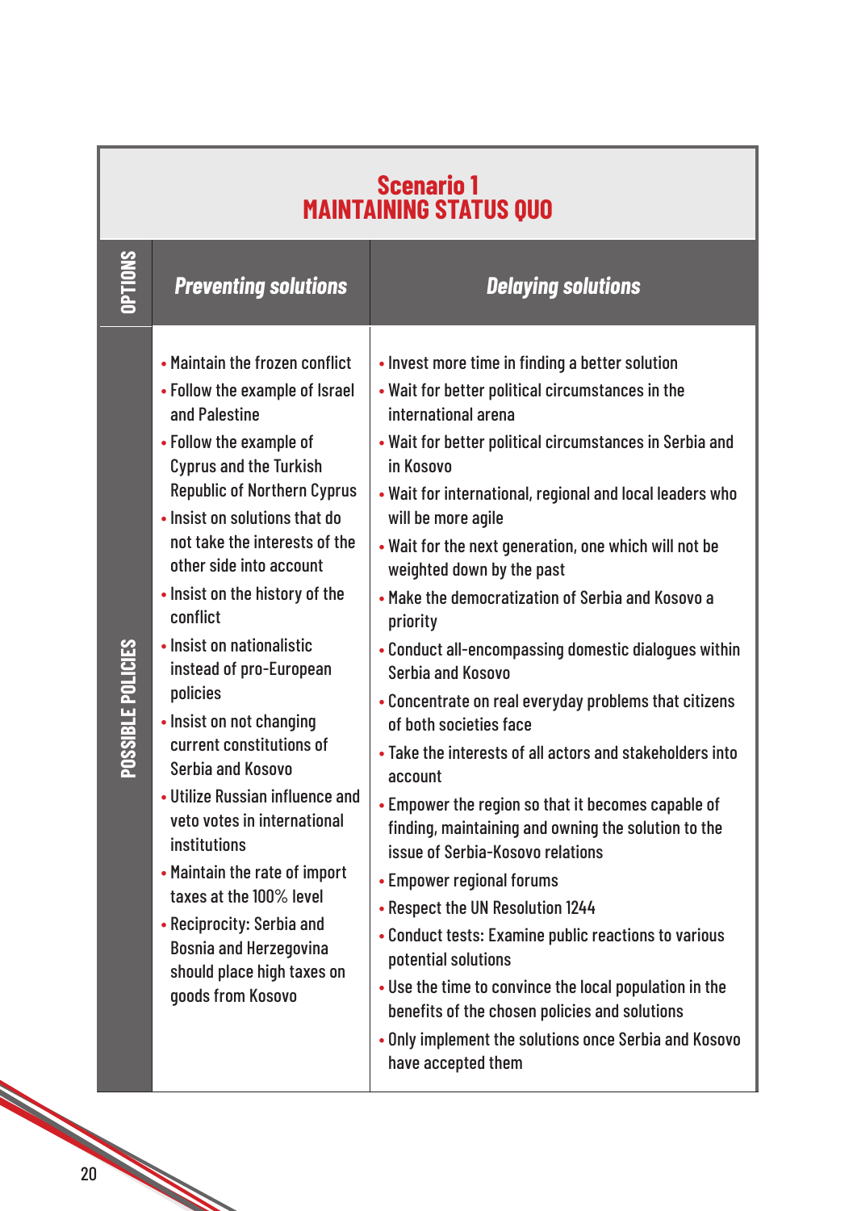## Scenario 1
## MAINTAINING STATUS QUO

| OPTIONS | *Preventing solutions* | *Delaying solutions* |
|---|---|---|
| POSSIBLE POLICIES | • Maintain the frozen conflict<br>• Follow the example of Israel and Palestine<br>• Follow the example of Cyprus and the Turkish Republic of Northern Cyprus<br>• Insist on solutions that do not take the interests of the other side into account<br>• Insist on the history of the conflict<br>• Insist on nationalistic instead of pro-European policies<br>• Insist on not changing current constitutions of Serbia and Kosovo<br>• Utilize Russian influence and veto votes in international institutions<br>• Maintain the rate of import taxes at the 100% level<br>• Reciprocity: Serbia and Bosnia and Herzegovina should place high taxes on goods from Kosovo | • Invest more time in finding a better solution<br>• Wait for better political circumstances in the international arena<br>• Wait for better political circumstances in Serbia and in Kosovo<br>• Wait for international, regional and local leaders who will be more agile<br>• Wait for the next generation, one which will not be weighted down by the past<br>• Make the democratization of Serbia and Kosovo a priority<br>• Conduct all-encompassing domestic dialogues within Serbia and Kosovo<br>• Concentrate on real everyday problems that citizens of both societies face<br>• Take the interests of all actors and stakeholders into account<br>• Empower the region so that it becomes capable of finding, maintaining and owning the solution to the issue of Serbia-Kosovo relations<br>• Empower regional forums<br>• Respect the UN Resolution 1244<br>• Conduct tests: Examine public reactions to various potential solutions<br>• Use the time to convince the local population in the benefits of the chosen policies and solutions<br>• Only implement the solutions once Serbia and Kosovo have accepted them |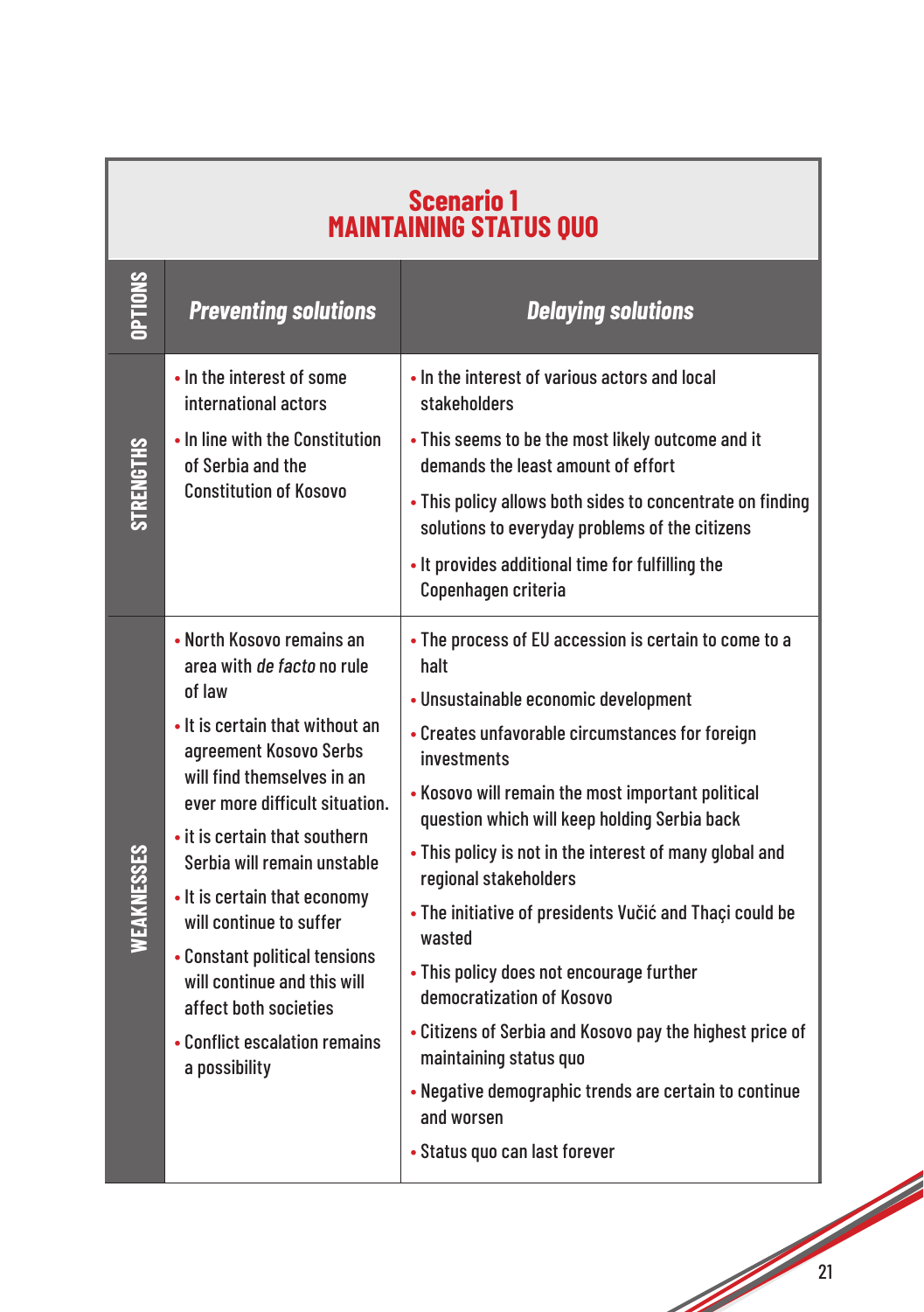## Scenario 1
## MAINTAINING STATUS QUO

| OPTIONS | *Preventing solutions* | *Delaying solutions* |
|---|---|---|
| STRENGTHS | • In the interest of some international actors<br>• In line with the Constitution of Serbia and the Constitution of Kosovo | • In the interest of various actors and local stakeholders<br>• This seems to be the most likely outcome and it demands the least amount of effort<br>• This policy allows both sides to concentrate on finding solutions to everyday problems of the citizens<br>• It provides additional time for fulfilling the Copenhagen criteria |
| WEAKNESSES | • North Kosovo remains an area with *de facto* no rule of law<br>• It is certain that without an agreement Kosovo Serbs will find themselves in an ever more difficult situation.<br>• it is certain that southern Serbia will remain unstable<br>• It is certain that economy will continue to suffer<br>• Constant political tensions will continue and this will affect both societies<br>• Conflict escalation remains a possibility | • The process of EU accession is certain to come to a halt<br>• Unsustainable economic development<br>• Creates unfavorable circumstances for foreign investments<br>• Kosovo will remain the most important political question which will keep holding Serbia back<br>• This policy is not in the interest of many global and regional stakeholders<br>• The initiative of presidents Vučić and Thaçi could be wasted<br>• This policy does not encourage further democratization of Kosovo<br>• Citizens of Serbia and Kosovo pay the highest price of maintaining status quo<br>• Negative demographic trends are certain to continue and worsen<br>• Status quo can last forever |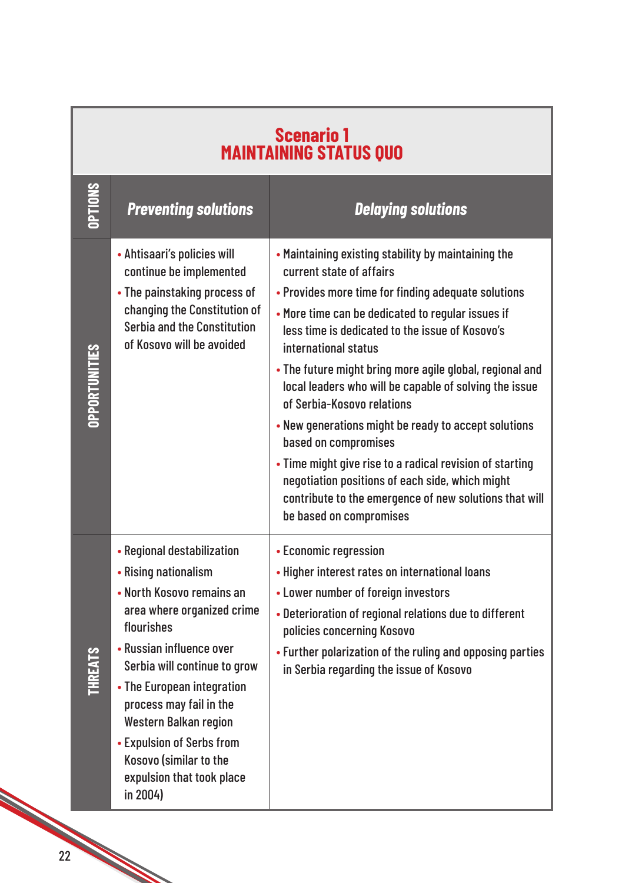| Scenario 1 MAINTAINING STATUS QUO | | |
|---|---|---|
| **OPTIONS** | ***Preventing solutions*** | ***Delaying solutions*** |
| **OPPORTUNITIES** | • Ahtisaari's policies will continue be implemented<br>• The painstaking process of changing the Constitution of Serbia and the Constitution of Kosovo will be avoided | • Maintaining existing stability by maintaining the current state of affairs<br>• Provides more time for finding adequate solutions<br>• More time can be dedicated to regular issues if less time is dedicated to the issue of Kosovo's international status<br>• The future might bring more agile global, regional and local leaders who will be capable of solving the issue of Serbia-Kosovo relations<br>• New generations might be ready to accept solutions based on compromises<br>• Time might give rise to a radical revision of starting negotiation positions of each side, which might contribute to the emergence of new solutions that will be based on compromises |
| **THREATS** | • Regional destabilization<br>• Rising nationalism<br>• North Kosovo remains an area where organized crime flourishes<br>• Russian influence over Serbia will continue to grow<br>• The European integration process may fail in the Western Balkan region<br>• Expulsion of Serbs from Kosovo (similar to the expulsion that took place in 2004) | • Economic regression<br>• Higher interest rates on international loans<br>• Lower number of foreign investors<br>• Deterioration of regional relations due to different policies concerning Kosovo<br>• Further polarization of the ruling and opposing parties in Serbia regarding the issue of Kosovo |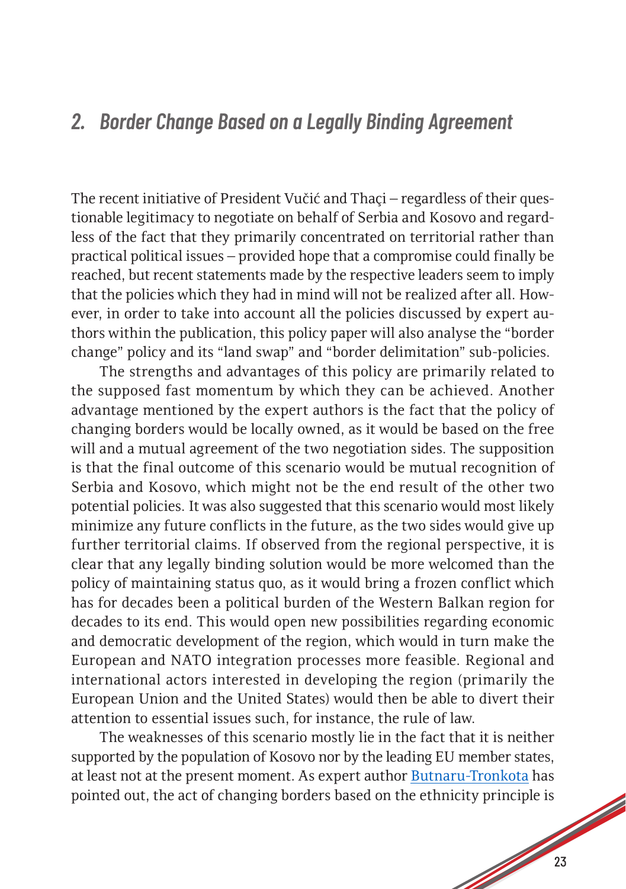## 2. Border Change Based on a Legally Binding Agreement

The recent initiative of President Vučić and Thaçi – regardless of their questionable legitimacy to negotiate on behalf of Serbia and Kosovo and regardless of the fact that they primarily concentrated on territorial rather than practical political issues – provided hope that a compromise could finally be reached, but recent statements made by the respective leaders seem to imply that the policies which they had in mind will not be realized after all. However, in order to take into account all the policies discussed by expert authors within the publication, this policy paper will also analyse the "border change" policy and its "land swap" and "border delimitation" sub-policies.

The strengths and advantages of this policy are primarily related to the supposed fast momentum by which they can be achieved. Another advantage mentioned by the expert authors is the fact that the policy of changing borders would be locally owned, as it would be based on the free will and a mutual agreement of the two negotiation sides. The supposition is that the final outcome of this scenario would be mutual recognition of Serbia and Kosovo, which might not be the end result of the other two potential policies. It was also suggested that this scenario would most likely minimize any future conflicts in the future, as the two sides would give up further territorial claims. If observed from the regional perspective, it is clear that any legally binding solution would be more welcomed than the policy of maintaining status quo, as it would bring a frozen conflict which has for decades been a political burden of the Western Balkan region for decades to its end. This would open new possibilities regarding economic and democratic development of the region, which would in turn make the European and NATO integration processes more feasible. Regional and international actors interested in developing the region (primarily the European Union and the United States) would then be able to divert their attention to essential issues such, for instance, the rule of law.

The weaknesses of this scenario mostly lie in the fact that it is neither supported by the population of Kosovo nor by the leading EU member states, at least not at the present moment. As expert author Butnaru-Tronkota has pointed out, the act of changing borders based on the ethnicity principle is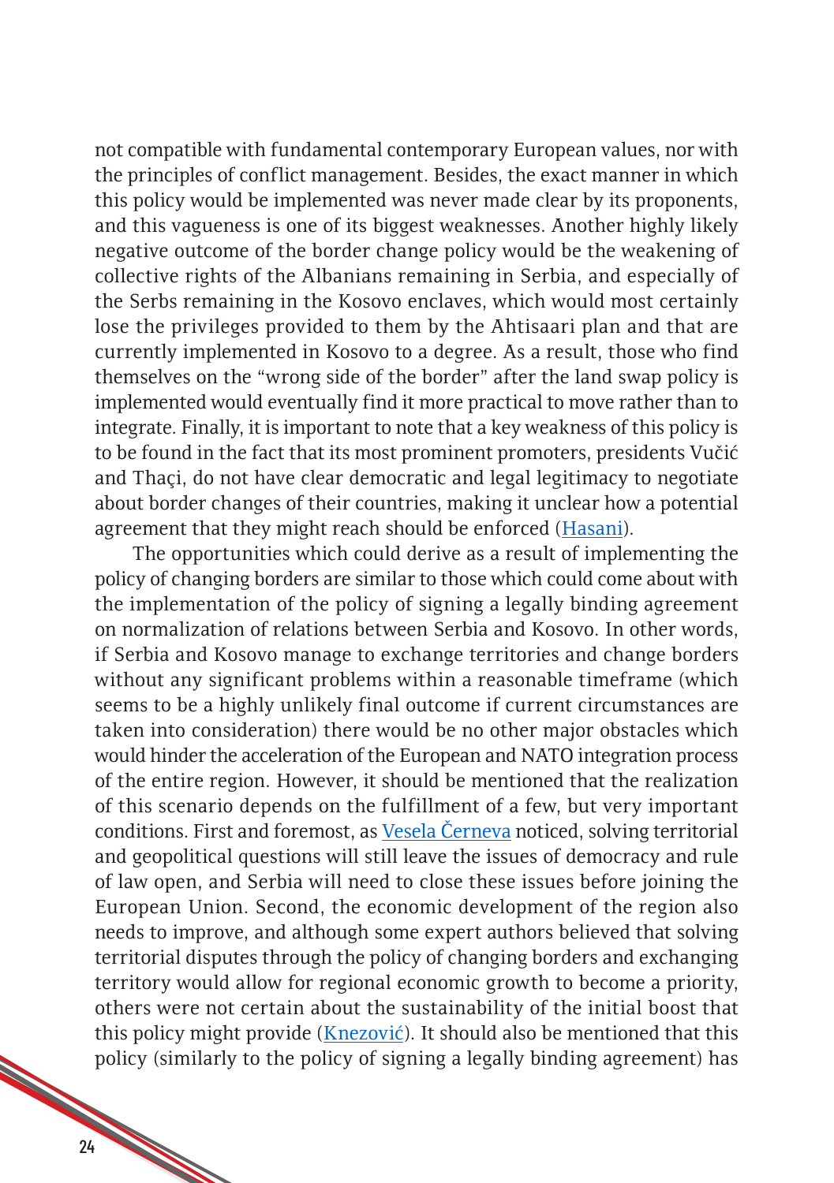not compatible with fundamental contemporary European values, nor with the principles of conflict management. Besides, the exact manner in which this policy would be implemented was never made clear by its proponents, and this vagueness is one of its biggest weaknesses. Another highly likely negative outcome of the border change policy would be the weakening of collective rights of the Albanians remaining in Serbia, and especially of the Serbs remaining in the Kosovo enclaves, which would most certainly lose the privileges provided to them by the Ahtisaari plan and that are currently implemented in Kosovo to a degree. As a result, those who find themselves on the "wrong side of the border" after the land swap policy is implemented would eventually find it more practical to move rather than to integrate. Finally, it is important to note that a key weakness of this policy is to be found in the fact that its most prominent promoters, presidents Vučić and Thaçi, do not have clear democratic and legal legitimacy to negotiate about border changes of their countries, making it unclear how a potential agreement that they might reach should be enforced (Hasani).

The opportunities which could derive as a result of implementing the policy of changing borders are similar to those which could come about with the implementation of the policy of signing a legally binding agreement on normalization of relations between Serbia and Kosovo. In other words, if Serbia and Kosovo manage to exchange territories and change borders without any significant problems within a reasonable timeframe (which seems to be a highly unlikely final outcome if current circumstances are taken into consideration) there would be no other major obstacles which would hinder the acceleration of the European and NATO integration process of the entire region. However, it should be mentioned that the realization of this scenario depends on the fulfillment of a few, but very important conditions. First and foremost, as Vesela Černeva noticed, solving territorial and geopolitical questions will still leave the issues of democracy and rule of law open, and Serbia will need to close these issues before joining the European Union. Second, the economic development of the region also needs to improve, and although some expert authors believed that solving territorial disputes through the policy of changing borders and exchanging territory would allow for regional economic growth to become a priority, others were not certain about the sustainability of the initial boost that this policy might provide (Knezović). It should also be mentioned that this policy (similarly to the policy of signing a legally binding agreement) has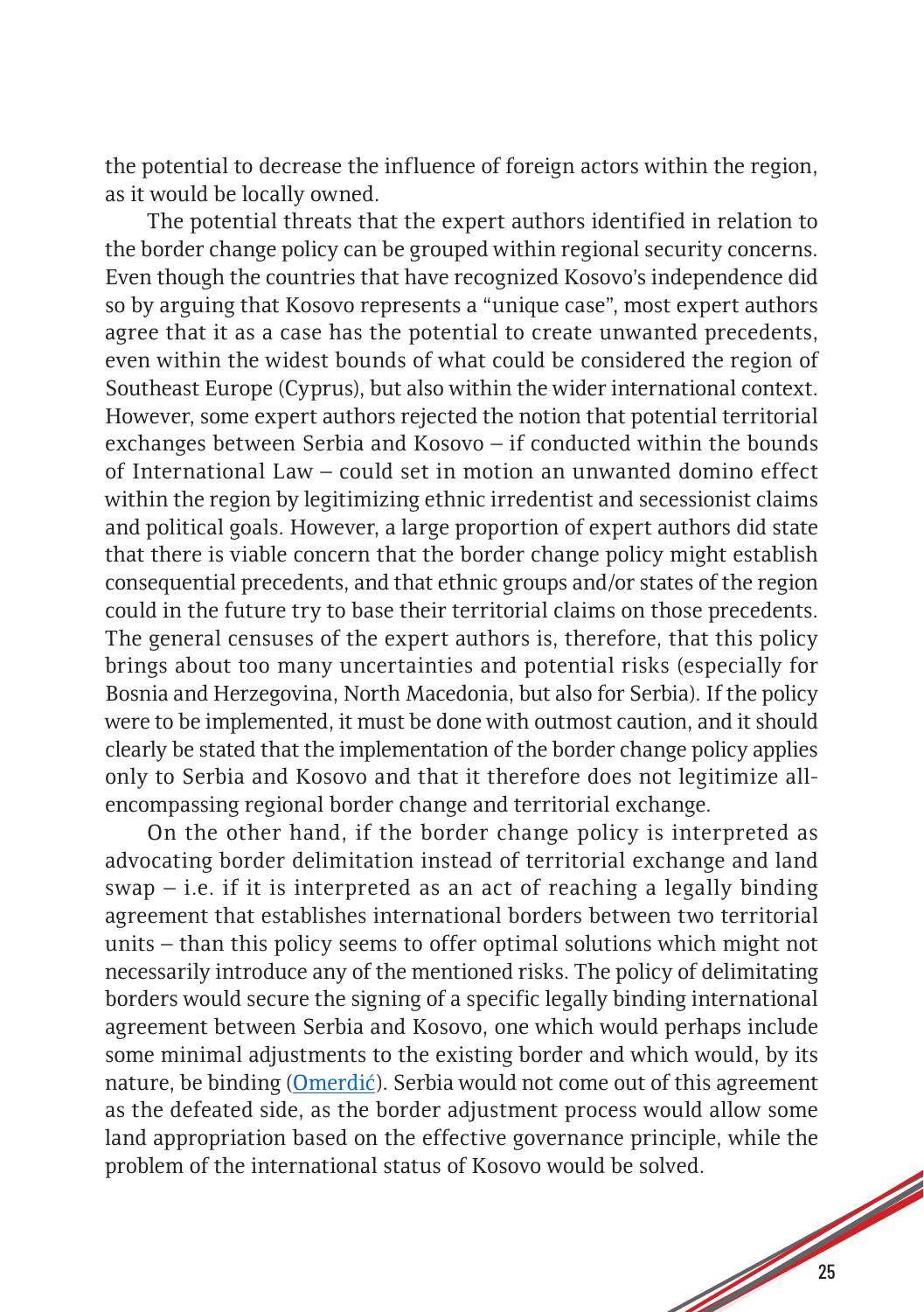the potential to decrease the influence of foreign actors within the region, as it would be locally owned.

The potential threats that the expert authors identified in relation to the border change policy can be grouped within regional security concerns. Even though the countries that have recognized Kosovo's independence did so by arguing that Kosovo represents a "unique case", most expert authors agree that it as a case has the potential to create unwanted precedents, even within the widest bounds of what could be considered the region of Southeast Europe (Cyprus), but also within the wider international context. However, some expert authors rejected the notion that potential territorial exchanges between Serbia and Kosovo – if conducted within the bounds of International Law – could set in motion an unwanted domino effect within the region by legitimizing ethnic irredentist and secessionist claims and political goals. However, a large proportion of expert authors did state that there is viable concern that the border change policy might establish consequential precedents, and that ethnic groups and/or states of the region could in the future try to base their territorial claims on those precedents. The general censuses of the expert authors is, therefore, that this policy brings about too many uncertainties and potential risks (especially for Bosnia and Herzegovina, North Macedonia, but also for Serbia). If the policy were to be implemented, it must be done with outmost caution, and it should clearly be stated that the implementation of the border change policy applies only to Serbia and Kosovo and that it therefore does not legitimize all-encompassing regional border change and territorial exchange.

On the other hand, if the border change policy is interpreted as advocating border delimitation instead of territorial exchange and land swap – i.e. if it is interpreted as an act of reaching a legally binding agreement that establishes international borders between two territorial units – than this policy seems to offer optimal solutions which might not necessarily introduce any of the mentioned risks. The policy of delimitating borders would secure the signing of a specific legally binding international agreement between Serbia and Kosovo, one which would perhaps include some minimal adjustments to the existing border and which would, by its nature, be binding (Omerdić). Serbia would not come out of this agreement as the defeated side, as the border adjustment process would allow some land appropriation based on the effective governance principle, while the problem of the international status of Kosovo would be solved.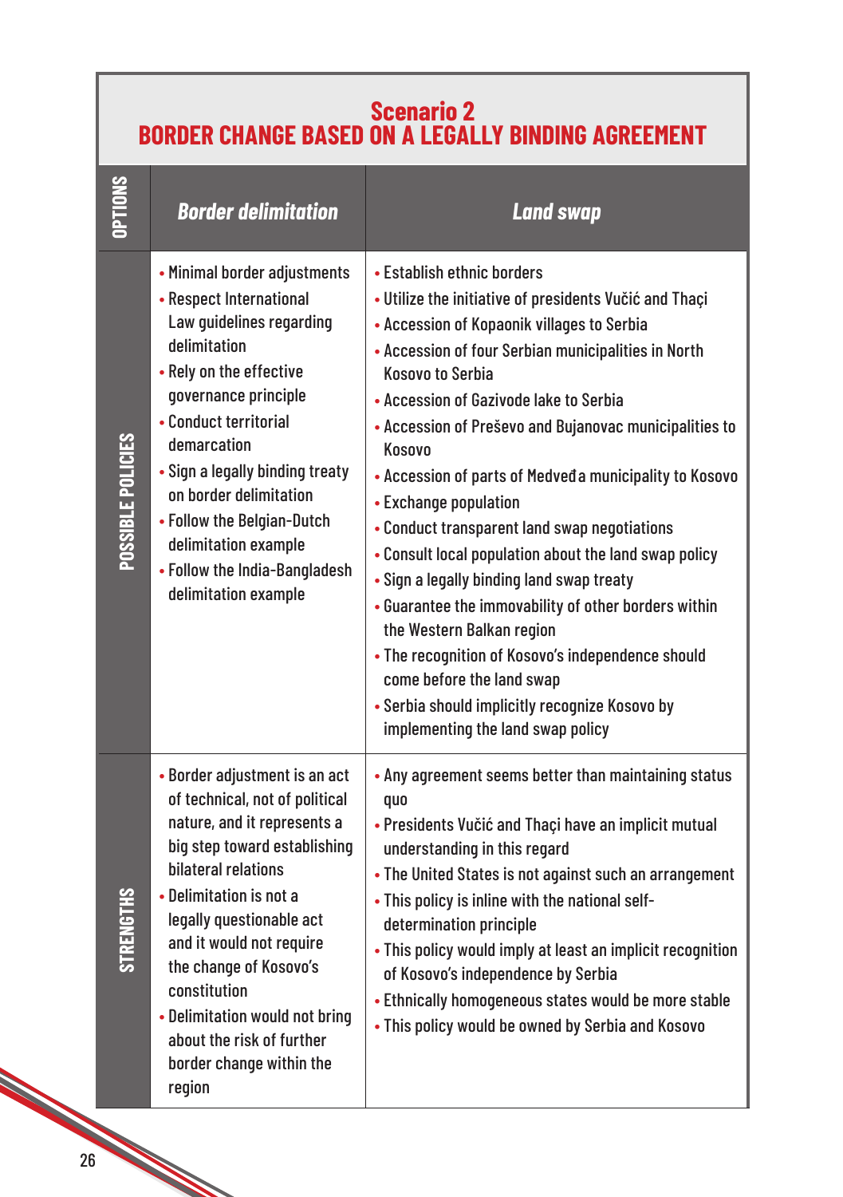## Scenario 2
## BORDER CHANGE BASED ON A LEGALLY BINDING AGREEMENT

| OPTIONS | *Border delimitation* | *Land swap* |
|---|---|---|
| POSSIBLE POLICIES | • Minimal border adjustments<br>• Respect International Law guidelines regarding delimitation<br>• Rely on the effective governance principle<br>• Conduct territorial demarcation<br>• Sign a legally binding treaty on border delimitation<br>• Follow the Belgian-Dutch delimitation example<br>• Follow the India-Bangladesh delimitation example | • Establish ethnic borders<br>• Utilize the initiative of presidents Vučić and Thaçi<br>• Accession of Kopaonik villages to Serbia<br>• Accession of four Serbian municipalities in North Kosovo to Serbia<br>• Accession of Gazivode lake to Serbia<br>• Accession of Preševo and Bujanovac municipalities to Kosovo<br>• Accession of parts of Medveđa municipality to Kosovo<br>• Exchange population<br>• Conduct transparent land swap negotiations<br>• Consult local population about the land swap policy<br>• Sign a legally binding land swap treaty<br>• Guarantee the immovability of other borders within the Western Balkan region<br>• The recognition of Kosovo's independence should come before the land swap<br>• Serbia should implicitly recognize Kosovo by implementing the land swap policy |
| STRENGTHS | • Border adjustment is an act of technical, not of political nature, and it represents a big step toward establishing bilateral relations<br>• Delimitation is not a legally questionable act and it would not require the change of Kosovo's constitution<br>• Delimitation would not bring about the risk of further border change within the region | • Any agreement seems better than maintaining status quo<br>• Presidents Vučić and Thaçi have an implicit mutual understanding in this regard<br>• The United States is not against such an arrangement<br>• This policy is inline with the national self-determination principle<br>• This policy would imply at least an implicit recognition of Kosovo's independence by Serbia<br>• Ethnically homogeneous states would be more stable<br>• This policy would be owned by Serbia and Kosovo |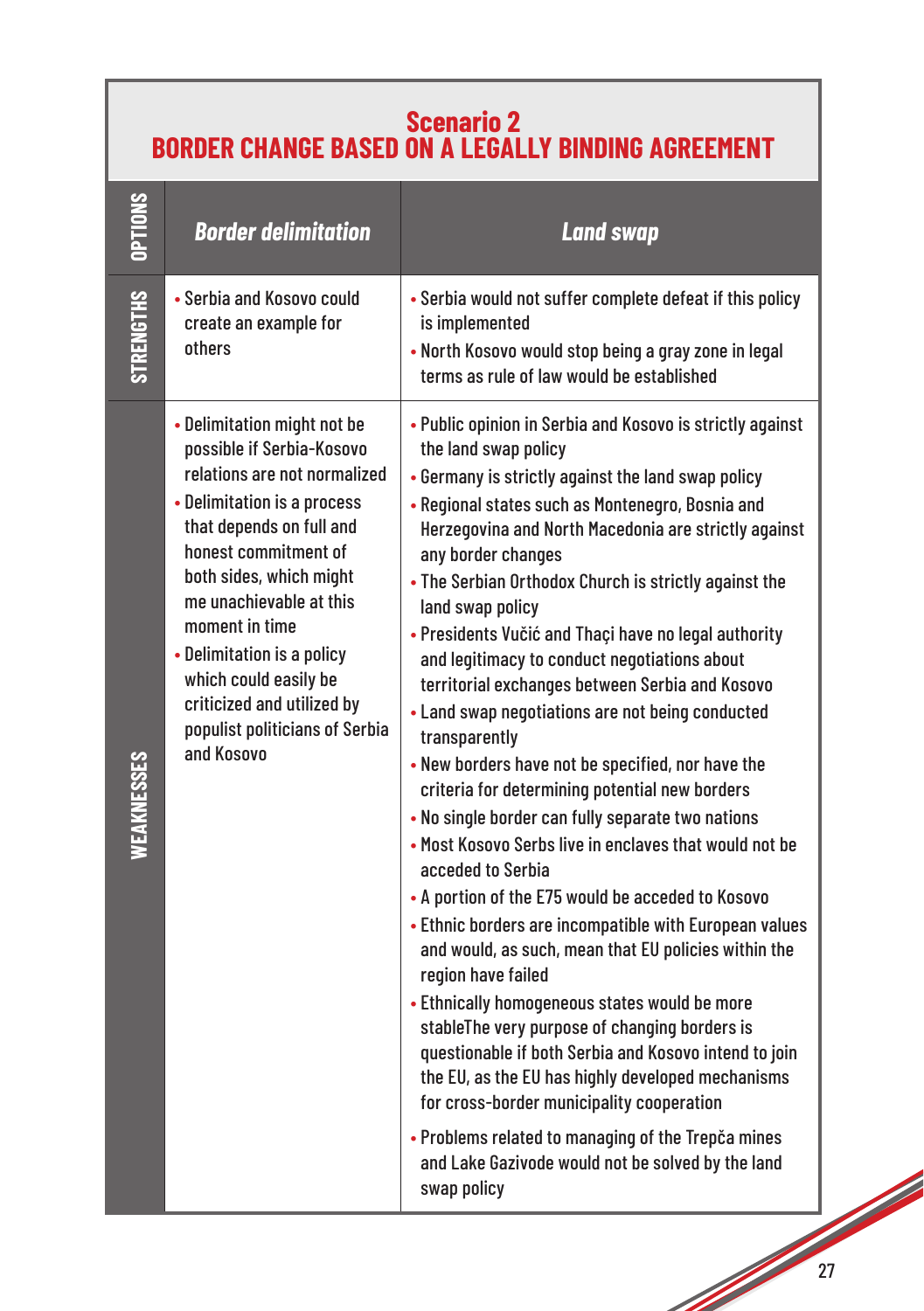## Scenario 2
## BORDER CHANGE BASED ON A LEGALLY BINDING AGREEMENT

| OPTIONS | *Border delimitation* | *Land swap* |
| --- | --- | --- |
| STRENGTHS | • Serbia and Kosovo could create an example for others | • Serbia would not suffer complete defeat if this policy is implemented<br>• North Kosovo would stop being a gray zone in legal terms as rule of law would be established |
| WEAKNESSES | • Delimitation might not be possible if Serbia-Kosovo relations are not normalized<br>• Delimitation is a process that depends on full and honest commitment of both sides, which might me unachievable at this moment in time<br>• Delimitation is a policy which could easily be criticized and utilized by populist politicians of Serbia and Kosovo | • Public opinion in Serbia and Kosovo is strictly against the land swap policy<br>• Germany is strictly against the land swap policy<br>• Regional states such as Montenegro, Bosnia and Herzegovina and North Macedonia are strictly against any border changes<br>• The Serbian Orthodox Church is strictly against the land swap policy<br>• Presidents Vučić and Thaçi have no legal authority and legitimacy to conduct negotiations about territorial exchanges between Serbia and Kosovo<br>• Land swap negotiations are not being conducted transparently<br>• New borders have not be specified, nor have the criteria for determining potential new borders<br>• No single border can fully separate two nations<br>• Most Kosovo Serbs live in enclaves that would not be acceded to Serbia<br>• A portion of the E75 would be acceded to Kosovo<br>• Ethnic borders are incompatible with European values and would, as such, mean that EU policies within the region have failed<br>• Ethnically homogeneous states would be more stableThe very purpose of changing borders is questionable if both Serbia and Kosovo intend to join the EU, as the EU has highly developed mechanisms for cross-border municipality cooperation<br>• Problems related to managing of the Trepča mines and Lake Gazivode would not be solved by the land swap policy |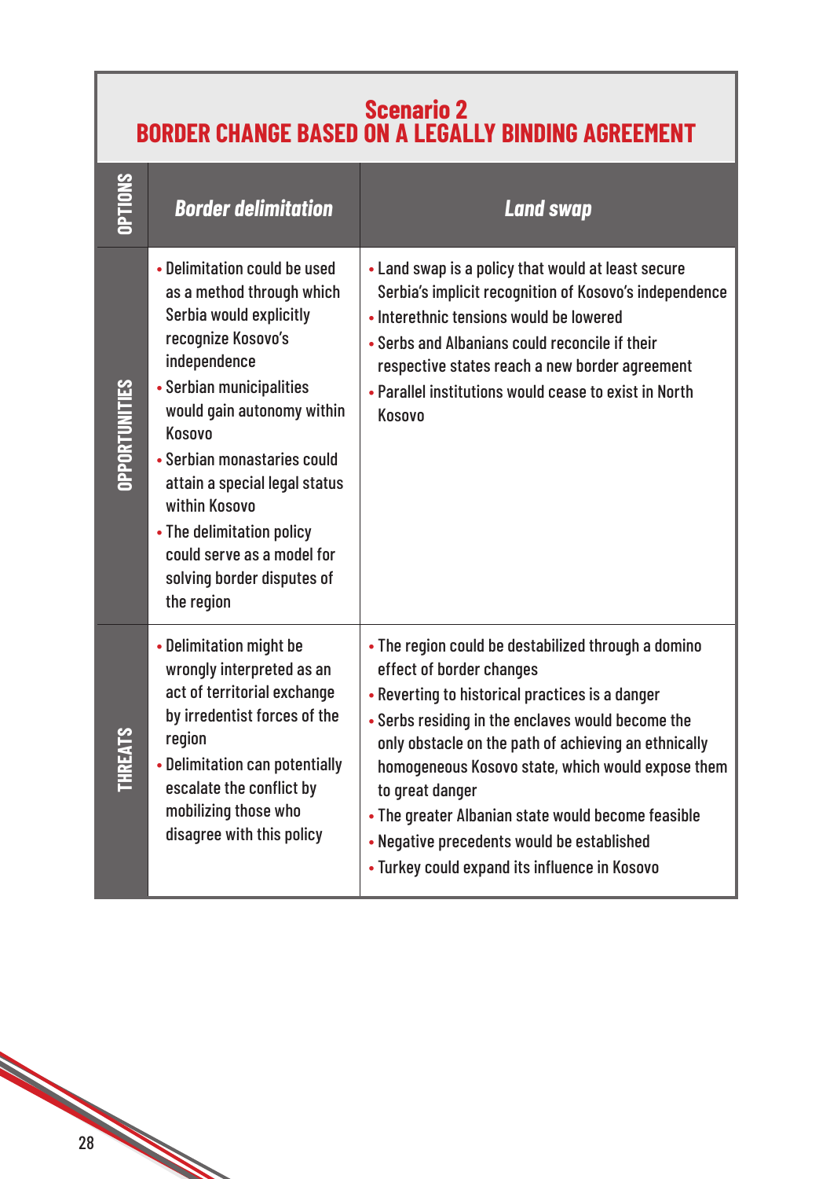## Scenario 2
## BORDER CHANGE BASED ON A LEGALLY BINDING AGREEMENT

| OPTIONS | *Border delimitation* | *Land swap* |
|---|---|---|
| OPPORTUNITIES | • Delimitation could be used as a method through which Serbia would explicitly recognize Kosovo's independence<br>• Serbian municipalities would gain autonomy within Kosovo<br>• Serbian monastaries could attain a special legal status within Kosovo<br>• The delimitation policy could serve as a model for solving border disputes of the region | • Land swap is a policy that would at least secure Serbia's implicit recognition of Kosovo's independence<br>• Interethnic tensions would be lowered<br>• Serbs and Albanians could reconcile if their respective states reach a new border agreement<br>• Parallel institutions would cease to exist in North Kosovo |
| THREATS | • Delimitation might be wrongly interpreted as an act of territorial exchange by irredentist forces of the region<br>• Delimitation can potentially escalate the conflict by mobilizing those who disagree with this policy | • The region could be destabilized through a domino effect of border changes<br>• Reverting to historical practices is a danger<br>• Serbs residing in the enclaves would become the only obstacle on the path of achieving an ethnically homogeneous Kosovo state, which would expose them to great danger<br>• The greater Albanian state would become feasible<br>• Negative precedents would be established<br>• Turkey could expand its influence in Kosovo |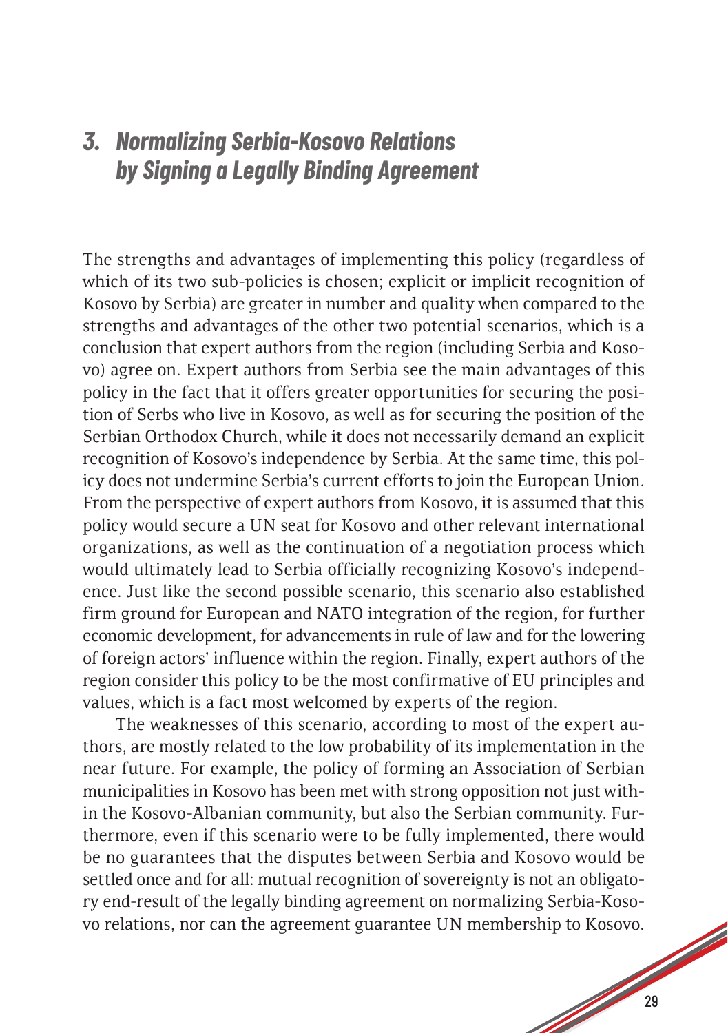## *3. Normalizing Serbia-Kosovo Relations by Signing a Legally Binding Agreement*

The strengths and advantages of implementing this policy (regardless of which of its two sub-policies is chosen; explicit or implicit recognition of Kosovo by Serbia) are greater in number and quality when compared to the strengths and advantages of the other two potential scenarios, which is a conclusion that expert authors from the region (including Serbia and Kosovo) agree on. Expert authors from Serbia see the main advantages of this policy in the fact that it offers greater opportunities for securing the position of Serbs who live in Kosovo, as well as for securing the position of the Serbian Orthodox Church, while it does not necessarily demand an explicit recognition of Kosovo's independence by Serbia. At the same time, this policy does not undermine Serbia's current efforts to join the European Union. From the perspective of expert authors from Kosovo, it is assumed that this policy would secure a UN seat for Kosovo and other relevant international organizations, as well as the continuation of a negotiation process which would ultimately lead to Serbia officially recognizing Kosovo's independence. Just like the second possible scenario, this scenario also established firm ground for European and NATO integration of the region, for further economic development, for advancements in rule of law and for the lowering of foreign actors' influence within the region. Finally, expert authors of the region consider this policy to be the most confirmative of EU principles and values, which is a fact most welcomed by experts of the region.

The weaknesses of this scenario, according to most of the expert authors, are mostly related to the low probability of its implementation in the near future. For example, the policy of forming an Association of Serbian municipalities in Kosovo has been met with strong opposition not just within the Kosovo-Albanian community, but also the Serbian community. Furthermore, even if this scenario were to be fully implemented, there would be no guarantees that the disputes between Serbia and Kosovo would be settled once and for all: mutual recognition of sovereignty is not an obligatory end-result of the legally binding agreement on normalizing Serbia-Kosovo relations, nor can the agreement guarantee UN membership to Kosovo.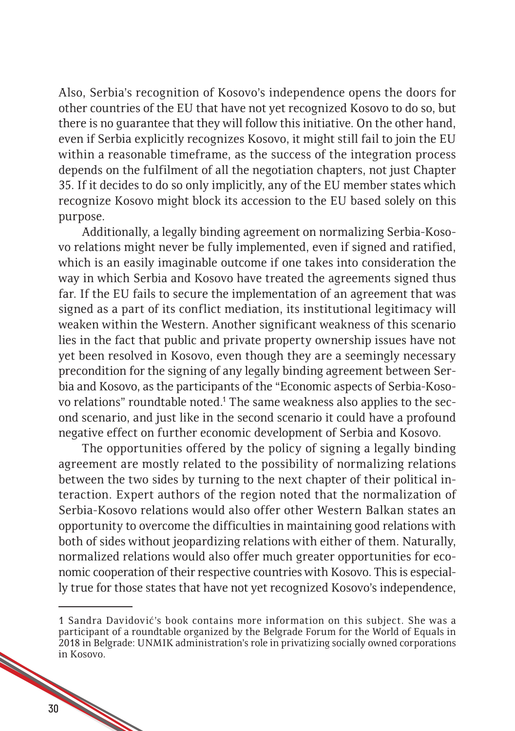Also, Serbia's recognition of Kosovo's independence opens the doors for other countries of the EU that have not yet recognized Kosovo to do so, but there is no guarantee that they will follow this initiative. On the other hand, even if Serbia explicitly recognizes Kosovo, it might still fail to join the EU within a reasonable timeframe, as the success of the integration process depends on the fulfilment of all the negotiation chapters, not just Chapter 35. If it decides to do so only implicitly, any of the EU member states which recognize Kosovo might block its accession to the EU based solely on this purpose.

Additionally, a legally binding agreement on normalizing Serbia-Kosovo relations might never be fully implemented, even if signed and ratified, which is an easily imaginable outcome if one takes into consideration the way in which Serbia and Kosovo have treated the agreements signed thus far. If the EU fails to secure the implementation of an agreement that was signed as a part of its conflict mediation, its institutional legitimacy will weaken within the Western. Another significant weakness of this scenario lies in the fact that public and private property ownership issues have not yet been resolved in Kosovo, even though they are a seemingly necessary precondition for the signing of any legally binding agreement between Serbia and Kosovo, as the participants of the "Economic aspects of Serbia-Kosovo relations" roundtable noted.[1] The same weakness also applies to the second scenario, and just like in the second scenario it could have a profound negative effect on further economic development of Serbia and Kosovo.

The opportunities offered by the policy of signing a legally binding agreement are mostly related to the possibility of normalizing relations between the two sides by turning to the next chapter of their political interaction. Expert authors of the region noted that the normalization of Serbia-Kosovo relations would also offer other Western Balkan states an opportunity to overcome the difficulties in maintaining good relations with both of sides without jeopardizing relations with either of them. Naturally, normalized relations would also offer much greater opportunities for economic cooperation of their respective countries with Kosovo. This is especially true for those states that have not yet recognized Kosovo's independence,

---

1 Sandra Davidović's book contains more information on this subject. She was a participant of a roundtable organized by the Belgrade Forum for the World of Equals in 2018 in Belgrade: UNMIK administration's role in privatizing socially owned corporations in Kosovo.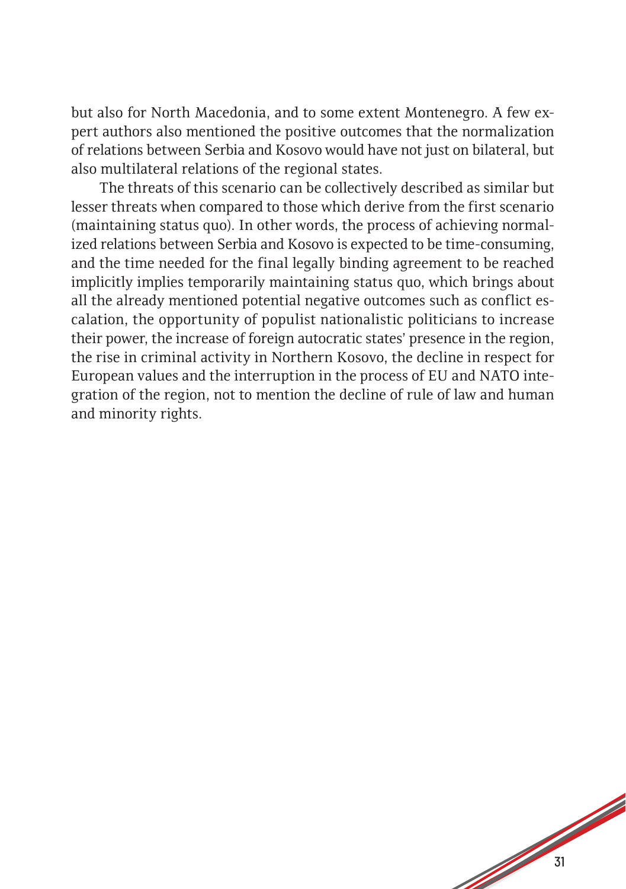but also for North Macedonia, and to some extent Montenegro. A few expert authors also mentioned the positive outcomes that the normalization of relations between Serbia and Kosovo would have not just on bilateral, but also multilateral relations of the regional states.

The threats of this scenario can be collectively described as similar but lesser threats when compared to those which derive from the first scenario (maintaining status quo). In other words, the process of achieving normalized relations between Serbia and Kosovo is expected to be time-consuming, and the time needed for the final legally binding agreement to be reached implicitly implies temporarily maintaining status quo, which brings about all the already mentioned potential negative outcomes such as conflict escalation, the opportunity of populist nationalistic politicians to increase their power, the increase of foreign autocratic states' presence in the region, the rise in criminal activity in Northern Kosovo, the decline in respect for European values and the interruption in the process of EU and NATO integration of the region, not to mention the decline of rule of law and human and minority rights.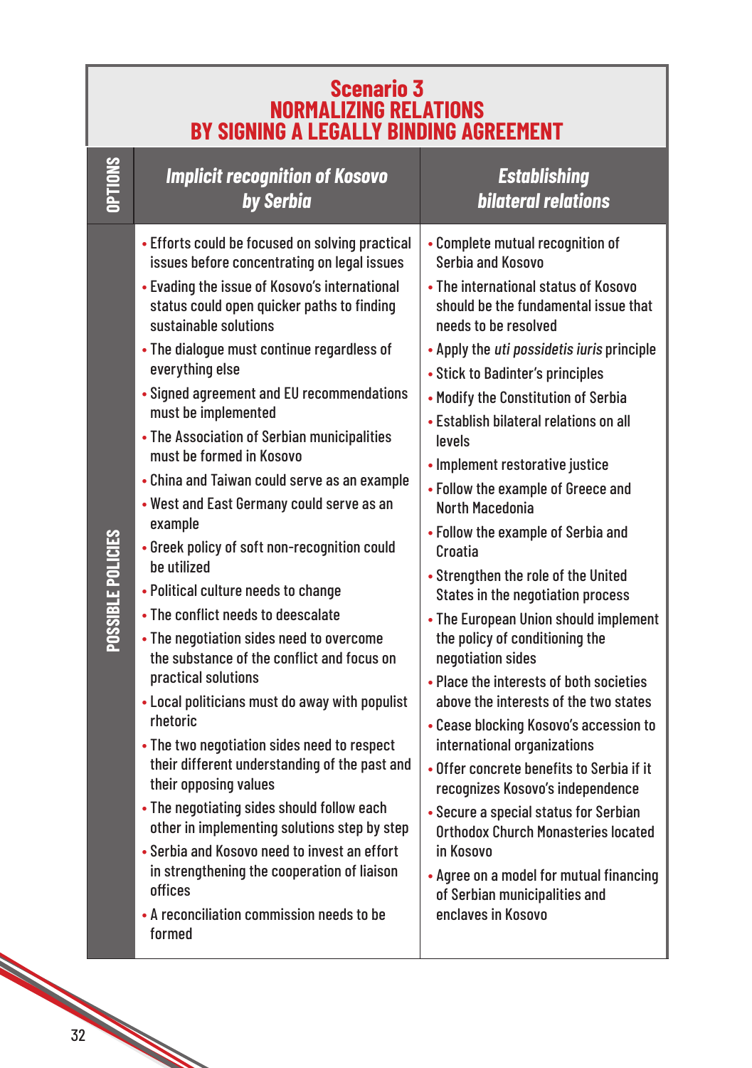## Scenario 3 NORMALIZING RELATIONS BY SIGNING A LEGALLY BINDING AGREEMENT

| OPTIONS | *Implicit recognition of Kosovo by Serbia* | *Establishing bilateral relations* |
|---|---|---|
| POSSIBLE POLICIES | • Efforts could be focused on solving practical issues before concentrating on legal issues<br>• Evading the issue of Kosovo's international status could open quicker paths to finding sustainable solutions<br>• The dialogue must continue regardless of everything else<br>• Signed agreement and EU recommendations must be implemented<br>• The Association of Serbian municipalities must be formed in Kosovo<br>• China and Taiwan could serve as an example<br>• West and East Germany could serve as an example<br>• Greek policy of soft non-recognition could be utilized<br>• Political culture needs to change<br>• The conflict needs to deescalate<br>• The negotiation sides need to overcome the substance of the conflict and focus on practical solutions<br>• Local politicians must do away with populist rhetoric<br>• The two negotiation sides need to respect their different understanding of the past and their opposing values<br>• The negotiating sides should follow each other in implementing solutions step by step<br>• Serbia and Kosovo need to invest an effort in strengthening the cooperation of liaison offices<br>• A reconciliation commission needs to be formed | • Complete mutual recognition of Serbia and Kosovo<br>• The international status of Kosovo should be the fundamental issue that needs to be resolved<br>• Apply the *uti possidetis iuris* principle<br>• Stick to Badinter's principles<br>• Modify the Constitution of Serbia<br>• Establish bilateral relations on all levels<br>• Implement restorative justice<br>• Follow the example of Greece and North Macedonia<br>• Follow the example of Serbia and Croatia<br>• Strengthen the role of the United States in the negotiation process<br>• The European Union should implement the policy of conditioning the negotiation sides<br>• Place the interests of both societies above the interests of the two states<br>• Cease blocking Kosovo's accession to international organizations<br>• Offer concrete benefits to Serbia if it recognizes Kosovo's independence<br>• Secure a special status for Serbian Orthodox Church Monasteries located in Kosovo<br>• Agree on a model for mutual financing of Serbian municipalities and enclaves in Kosovo |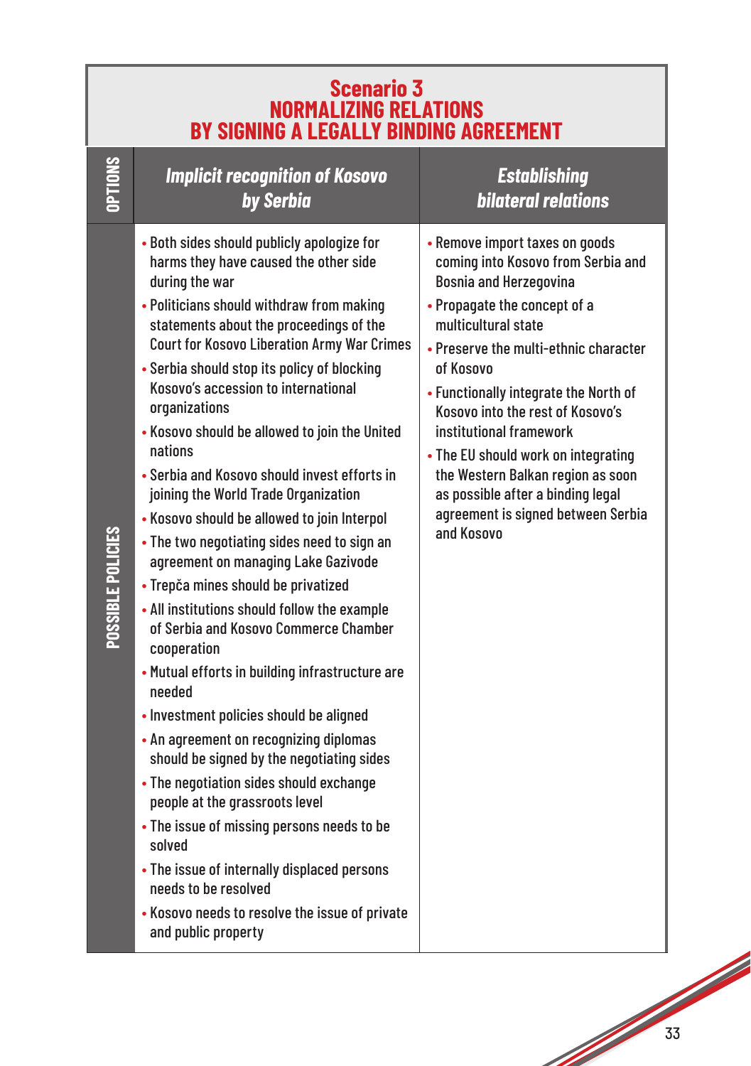# Scenario 3
# NORMALIZING RELATIONS BY SIGNING A LEGALLY BINDING AGREEMENT

| OPTIONS | *Implicit recognition of Kosovo by Serbia* | *Establishing bilateral relations* |
|---|---|---|
| POSSIBLE POLICIES | • Both sides should publicly apologize for harms they have caused the other side during the war<br>• Politicians should withdraw from making statements about the proceedings of the Court for Kosovo Liberation Army War Crimes<br>• Serbia should stop its policy of blocking Kosovo's accession to international organizations<br>• Kosovo should be allowed to join the United nations<br>• Serbia and Kosovo should invest efforts in joining the World Trade Organization<br>• Kosovo should be allowed to join Interpol<br>• The two negotiating sides need to sign an agreement on managing Lake Gazivode<br>• Trepča mines should be privatized<br>• All institutions should follow the example of Serbia and Kosovo Commerce Chamber cooperation<br>• Mutual efforts in building infrastructure are needed<br>• Investment policies should be aligned<br>• An agreement on recognizing diplomas should be signed by the negotiating sides<br>• The negotiation sides should exchange people at the grassroots level<br>• The issue of missing persons needs to be solved<br>• The issue of internally displaced persons needs to be resolved<br>• Kosovo needs to resolve the issue of private and public property | • Remove import taxes on goods coming into Kosovo from Serbia and Bosnia and Herzegovina<br>• Propagate the concept of a multicultural state<br>• Preserve the multi-ethnic character of Kosovo<br>• Functionally integrate the North of Kosovo into the rest of Kosovo's institutional framework<br>• The EU should work on integrating the Western Balkan region as soon as possible after a binding legal agreement is signed between Serbia and Kosovo |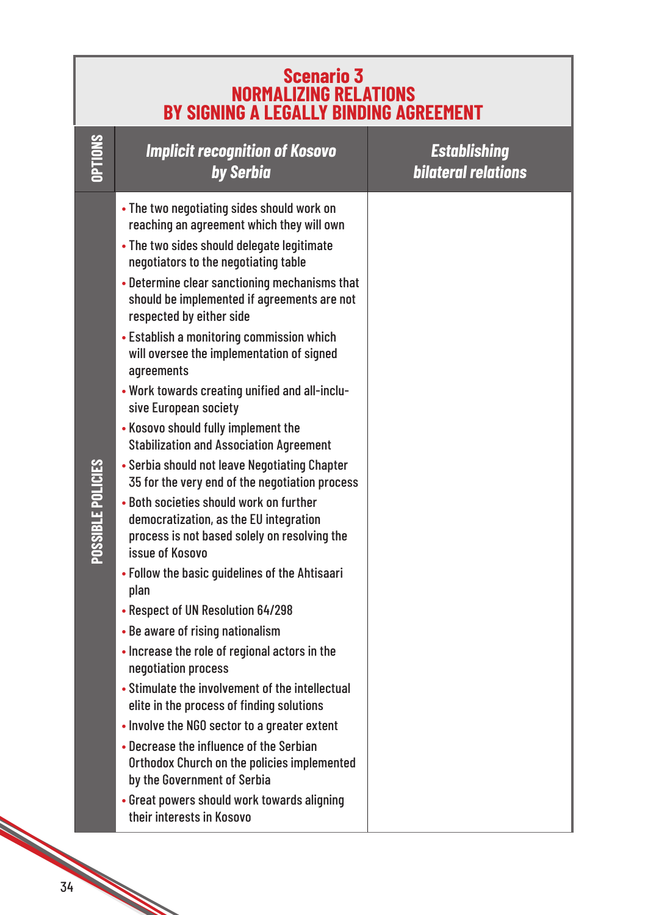## Scenario 3
## NORMALIZING RELATIONS BY SIGNING A LEGALLY BINDING AGREEMENT

| OPTIONS | *Implicit recognition of Kosovo by Serbia* | *Establishing bilateral relations* |
|---|---|---|
| POSSIBLE POLICIES | • The two negotiating sides should work on reaching an agreement which they will own<br>• The two sides should delegate legitimate negotiators to the negotiating table<br>• Determine clear sanctioning mechanisms that should be implemented if agreements are not respected by either side<br>• Establish a monitoring commission which will oversee the implementation of signed agreements<br>• Work towards creating unified and all-inclusive European society<br>• Kosovo should fully implement the Stabilization and Association Agreement<br>• Serbia should not leave Negotiating Chapter 35 for the very end of the negotiation process<br>• Both societies should work on further democratization, as the EU integration process is not based solely on resolving the issue of Kosovo<br>• Follow the basic guidelines of the Ahtisaari plan<br>• Respect of UN Resolution 64/298<br>• Be aware of rising nationalism<br>• Increase the role of regional actors in the negotiation process<br>• Stimulate the involvement of the intellectual elite in the process of finding solutions<br>• Involve the NGO sector to a greater extent<br>• Decrease the influence of the Serbian Orthodox Church on the policies implemented by the Government of Serbia<br>• Great powers should work towards aligning their interests in Kosovo | |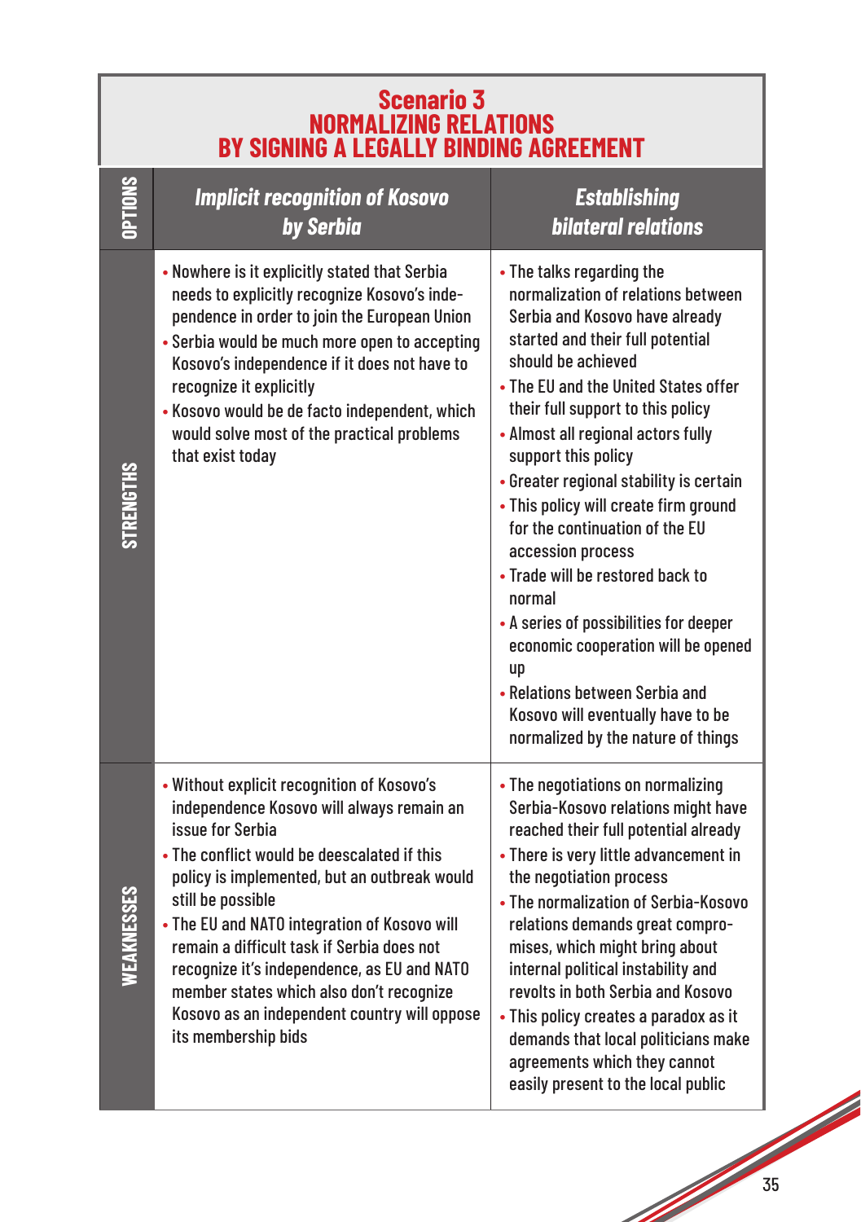## Scenario 3
## NORMALIZING RELATIONS BY SIGNING A LEGALLY BINDING AGREEMENT

| OPTIONS | *Implicit recognition of Kosovo by Serbia* | *Establishing bilateral relations* |
|---|---|---|
| STRENGTHS | • Nowhere is it explicitly stated that Serbia needs to explicitly recognize Kosovo's independence in order to join the European Union<br>• Serbia would be much more open to accepting Kosovo's independence if it does not have to recognize it explicitly<br>• Kosovo would be de facto independent, which would solve most of the practical problems that exist today | • The talks regarding the normalization of relations between Serbia and Kosovo have already started and their full potential should be achieved<br>• The EU and the United States offer their full support to this policy<br>• Almost all regional actors fully support this policy<br>• Greater regional stability is certain<br>• This policy will create firm ground for the continuation of the EU accession process<br>• Trade will be restored back to normal<br>• A series of possibilities for deeper economic cooperation will be opened up<br>• Relations between Serbia and Kosovo will eventually have to be normalized by the nature of things |
| WEAKNESSES | • Without explicit recognition of Kosovo's independence Kosovo will always remain an issue for Serbia<br>• The conflict would be deescalated if this policy is implemented, but an outbreak would still be possible<br>• The EU and NATO integration of Kosovo will remain a difficult task if Serbia does not recognize it's independence, as EU and NATO member states which also don't recognize Kosovo as an independent country will oppose its membership bids | • The negotiations on normalizing Serbia-Kosovo relations might have reached their full potential already<br>• There is very little advancement in the negotiation process<br>• The normalization of Serbia-Kosovo relations demands great compromises, which might bring about internal political instability and revolts in both Serbia and Kosovo<br>• This policy creates a paradox as it demands that local politicians make agreements which they cannot easily present to the local public |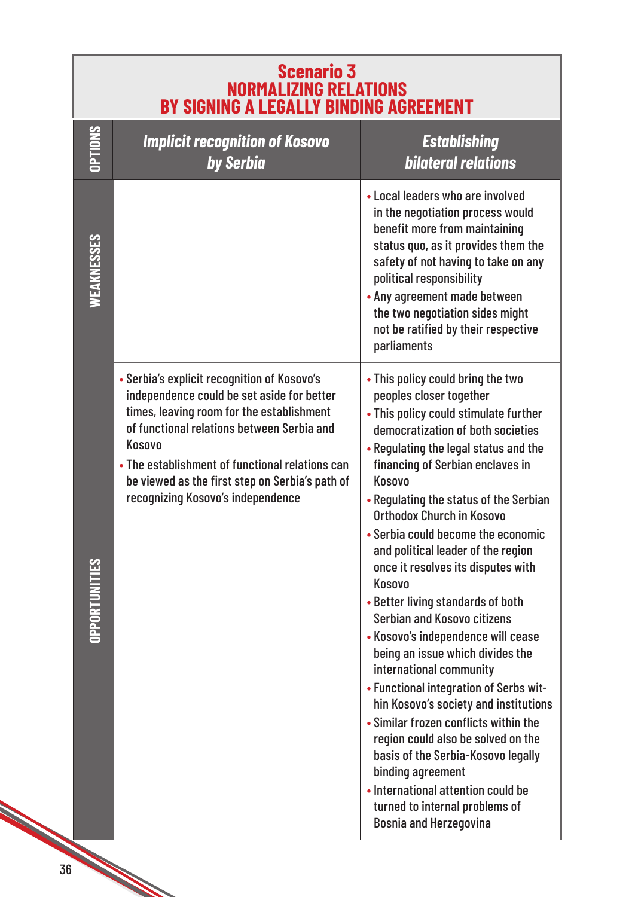## Scenario 3
## NORMALIZING RELATIONS BY SIGNING A LEGALLY BINDING AGREEMENT

| OPTIONS | *Implicit recognition of Kosovo by Serbia* | *Establishing bilateral relations* |
|---|---|---|
| WEAKNESSES | | • Local leaders who are involved in the negotiation process would benefit more from maintaining status quo, as it provides them the safety of not having to take on any political responsibility<br>• Any agreement made between the two negotiation sides might not be ratified by their respective parliaments |
| OPPORTUNITIES | • Serbia's explicit recognition of Kosovo's independence could be set aside for better times, leaving room for the establishment of functional relations between Serbia and Kosovo<br>• The establishment of functional relations can be viewed as the first step on Serbia's path of recognizing Kosovo's independence | • This policy could bring the two peoples closer together<br>• This policy could stimulate further democratization of both societies<br>• Regulating the legal status and the financing of Serbian enclaves in Kosovo<br>• Regulating the status of the Serbian Orthodox Church in Kosovo<br>• Serbia could become the economic and political leader of the region once it resolves its disputes with Kosovo<br>• Better living standards of both Serbian and Kosovo citizens<br>• Kosovo's independence will cease being an issue which divides the international community<br>• Functional integration of Serbs within Kosovo's society and institutions<br>• Similar frozen conflicts within the region could also be solved on the basis of the Serbia-Kosovo legally binding agreement<br>• International attention could be turned to internal problems of Bosnia and Herzegovina |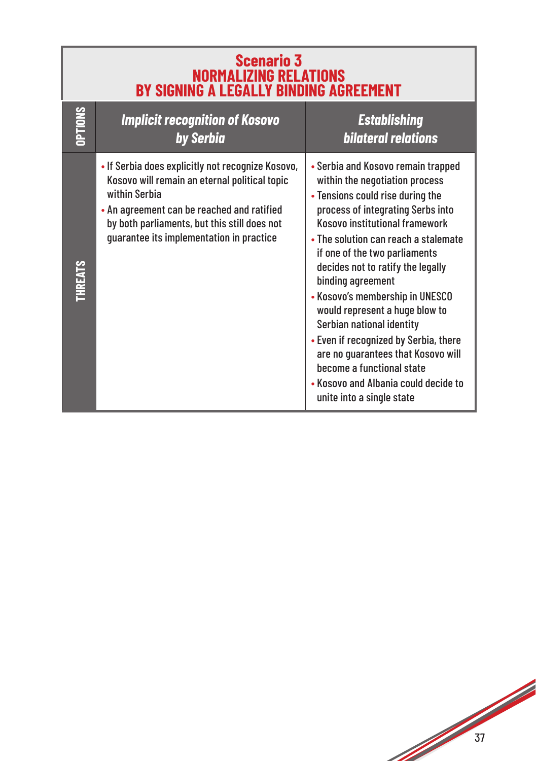## Scenario 3
## NORMALIZING RELATIONS BY SIGNING A LEGALLY BINDING AGREEMENT

| OPTIONS | *Implicit recognition of Kosovo by Serbia* | *Establishing bilateral relations* |
|---|---|---|
| THREATS | • If Serbia does explicitly not recognize Kosovo, Kosovo will remain an eternal political topic within Serbia<br>• An agreement can be reached and ratified by both parliaments, but this still does not guarantee its implementation in practice | • Serbia and Kosovo remain trapped within the negotiation process<br>• Tensions could rise during the process of integrating Serbs into Kosovo institutional framework<br>• The solution can reach a stalemate if one of the two parliaments decides not to ratify the legally binding agreement<br>• Kosovo's membership in UNESCO would represent a huge blow to Serbian national identity<br>• Even if recognized by Serbia, there are no guarantees that Kosovo will become a functional state<br>• Kosovo and Albania could decide to unite into a single state |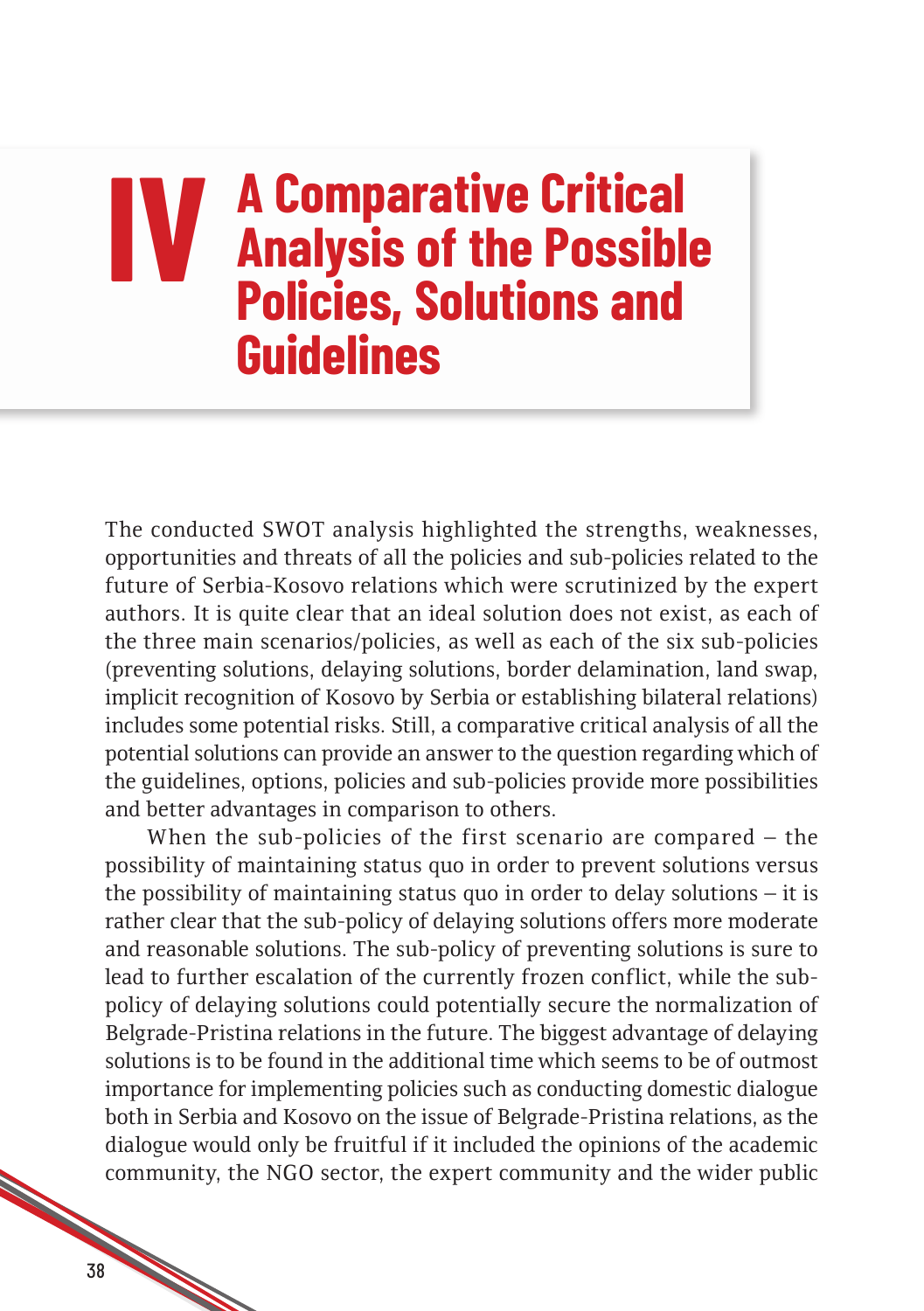# IV A Comparative Critical Analysis of the Possible Policies, Solutions and Guidelines

The conducted SWOT analysis highlighted the strengths, weaknesses, opportunities and threats of all the policies and sub-policies related to the future of Serbia-Kosovo relations which were scrutinized by the expert authors. It is quite clear that an ideal solution does not exist, as each of the three main scenarios/policies, as well as each of the six sub-policies (preventing solutions, delaying solutions, border delamination, land swap, implicit recognition of Kosovo by Serbia or establishing bilateral relations) includes some potential risks. Still, a comparative critical analysis of all the potential solutions can provide an answer to the question regarding which of the guidelines, options, policies and sub-policies provide more possibilities and better advantages in comparison to others.

When the sub-policies of the first scenario are compared – the possibility of maintaining status quo in order to prevent solutions versus the possibility of maintaining status quo in order to delay solutions – it is rather clear that the sub-policy of delaying solutions offers more moderate and reasonable solutions. The sub-policy of preventing solutions is sure to lead to further escalation of the currently frozen conflict, while the sub-policy of delaying solutions could potentially secure the normalization of Belgrade-Pristina relations in the future. The biggest advantage of delaying solutions is to be found in the additional time which seems to be of outmost importance for implementing policies such as conducting domestic dialogue both in Serbia and Kosovo on the issue of Belgrade-Pristina relations, as the dialogue would only be fruitful if it included the opinions of the academic community, the NGO sector, the expert community and the wider public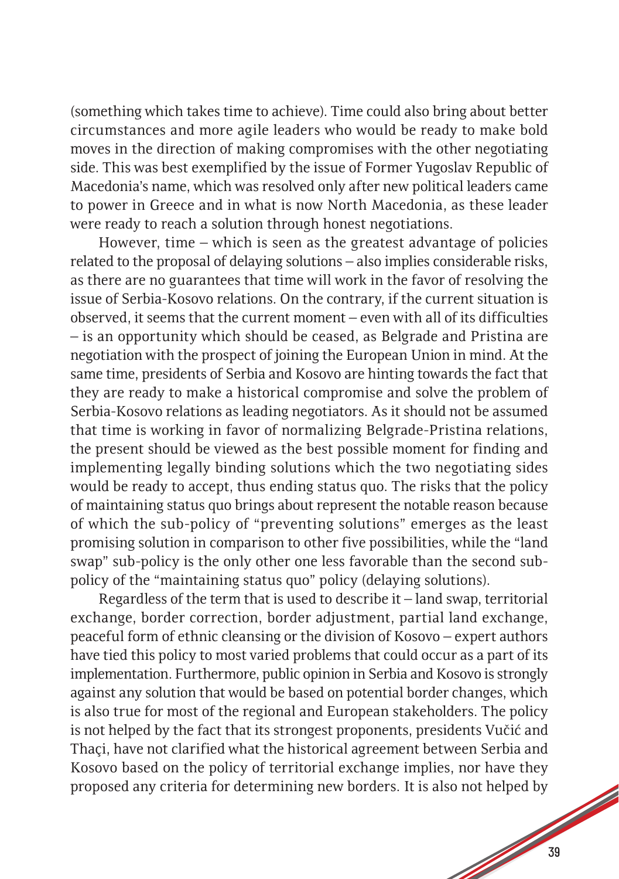(something which takes time to achieve). Time could also bring about better circumstances and more agile leaders who would be ready to make bold moves in the direction of making compromises with the other negotiating side. This was best exemplified by the issue of Former Yugoslav Republic of Macedonia's name, which was resolved only after new political leaders came to power in Greece and in what is now North Macedonia, as these leader were ready to reach a solution through honest negotiations.

However, time – which is seen as the greatest advantage of policies related to the proposal of delaying solutions – also implies considerable risks, as there are no guarantees that time will work in the favor of resolving the issue of Serbia-Kosovo relations. On the contrary, if the current situation is observed, it seems that the current moment – even with all of its difficulties – is an opportunity which should be ceased, as Belgrade and Pristina are negotiation with the prospect of joining the European Union in mind. At the same time, presidents of Serbia and Kosovo are hinting towards the fact that they are ready to make a historical compromise and solve the problem of Serbia-Kosovo relations as leading negotiators. As it should not be assumed that time is working in favor of normalizing Belgrade-Pristina relations, the present should be viewed as the best possible moment for finding and implementing legally binding solutions which the two negotiating sides would be ready to accept, thus ending status quo. The risks that the policy of maintaining status quo brings about represent the notable reason because of which the sub-policy of "preventing solutions" emerges as the least promising solution in comparison to other five possibilities, while the "land swap" sub-policy is the only other one less favorable than the second sub-policy of the "maintaining status quo" policy (delaying solutions).

Regardless of the term that is used to describe it – land swap, territorial exchange, border correction, border adjustment, partial land exchange, peaceful form of ethnic cleansing or the division of Kosovo – expert authors have tied this policy to most varied problems that could occur as a part of its implementation. Furthermore, public opinion in Serbia and Kosovo is strongly against any solution that would be based on potential border changes, which is also true for most of the regional and European stakeholders. The policy is not helped by the fact that its strongest proponents, presidents Vučić and Thaçi, have not clarified what the historical agreement between Serbia and Kosovo based on the policy of territorial exchange implies, nor have they proposed any criteria for determining new borders. It is also not helped by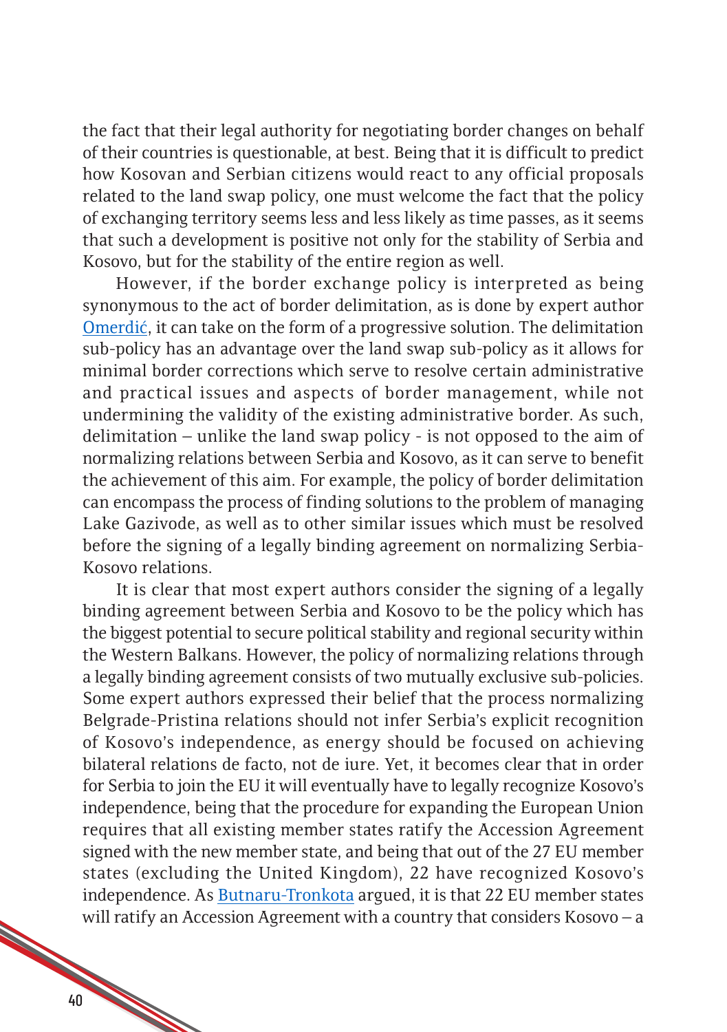the fact that their legal authority for negotiating border changes on behalf of their countries is questionable, at best. Being that it is difficult to predict how Kosovan and Serbian citizens would react to any official proposals related to the land swap policy, one must welcome the fact that the policy of exchanging territory seems less and less likely as time passes, as it seems that such a development is positive not only for the stability of Serbia and Kosovo, but for the stability of the entire region as well.

However, if the border exchange policy is interpreted as being synonymous to the act of border delimitation, as is done by expert author Omerdić, it can take on the form of a progressive solution. The delimitation sub-policy has an advantage over the land swap sub-policy as it allows for minimal border corrections which serve to resolve certain administrative and practical issues and aspects of border management, while not undermining the validity of the existing administrative border. As such, delimitation – unlike the land swap policy - is not opposed to the aim of normalizing relations between Serbia and Kosovo, as it can serve to benefit the achievement of this aim. For example, the policy of border delimitation can encompass the process of finding solutions to the problem of managing Lake Gazivode, as well as to other similar issues which must be resolved before the signing of a legally binding agreement on normalizing Serbia-Kosovo relations.

It is clear that most expert authors consider the signing of a legally binding agreement between Serbia and Kosovo to be the policy which has the biggest potential to secure political stability and regional security within the Western Balkans. However, the policy of normalizing relations through a legally binding agreement consists of two mutually exclusive sub-policies. Some expert authors expressed their belief that the process normalizing Belgrade-Pristina relations should not infer Serbia's explicit recognition of Kosovo's independence, as energy should be focused on achieving bilateral relations de facto, not de iure. Yet, it becomes clear that in order for Serbia to join the EU it will eventually have to legally recognize Kosovo's independence, being that the procedure for expanding the European Union requires that all existing member states ratify the Accession Agreement signed with the new member state, and being that out of the 27 EU member states (excluding the United Kingdom), 22 have recognized Kosovo's independence. As Butnaru-Tronkota argued, it is that 22 EU member states will ratify an Accession Agreement with a country that considers Kosovo – a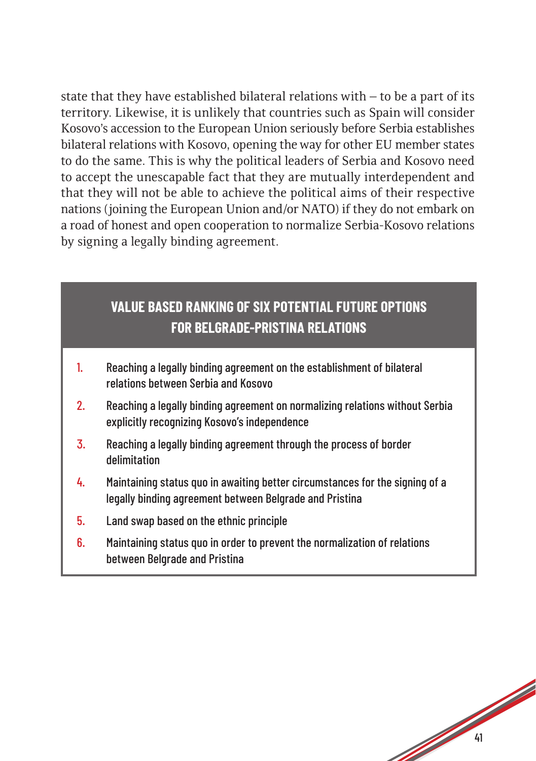state that they have established bilateral relations with – to be a part of its territory. Likewise, it is unlikely that countries such as Spain will consider Kosovo's accession to the European Union seriously before Serbia establishes bilateral relations with Kosovo, opening the way for other EU member states to do the same. This is why the political leaders of Serbia and Kosovo need to accept the unescapable fact that they are mutually interdependent and that they will not be able to achieve the political aims of their respective nations (joining the European Union and/or NATO) if they do not embark on a road of honest and open cooperation to normalize Serbia-Kosovo relations by signing a legally binding agreement.

### VALUE BASED RANKING OF SIX POTENTIAL FUTURE OPTIONS FOR BELGRADE-PRISTINA RELATIONS

1. Reaching a legally binding agreement on the establishment of bilateral relations between Serbia and Kosovo
2. Reaching a legally binding agreement on normalizing relations without Serbia explicitly recognizing Kosovo's independence
3. Reaching a legally binding agreement through the process of border delimitation
4. Maintaining status quo in awaiting better circumstances for the signing of a legally binding agreement between Belgrade and Pristina
5. Land swap based on the ethnic principle
6. Maintaining status quo in order to prevent the normalization of relations between Belgrade and Pristina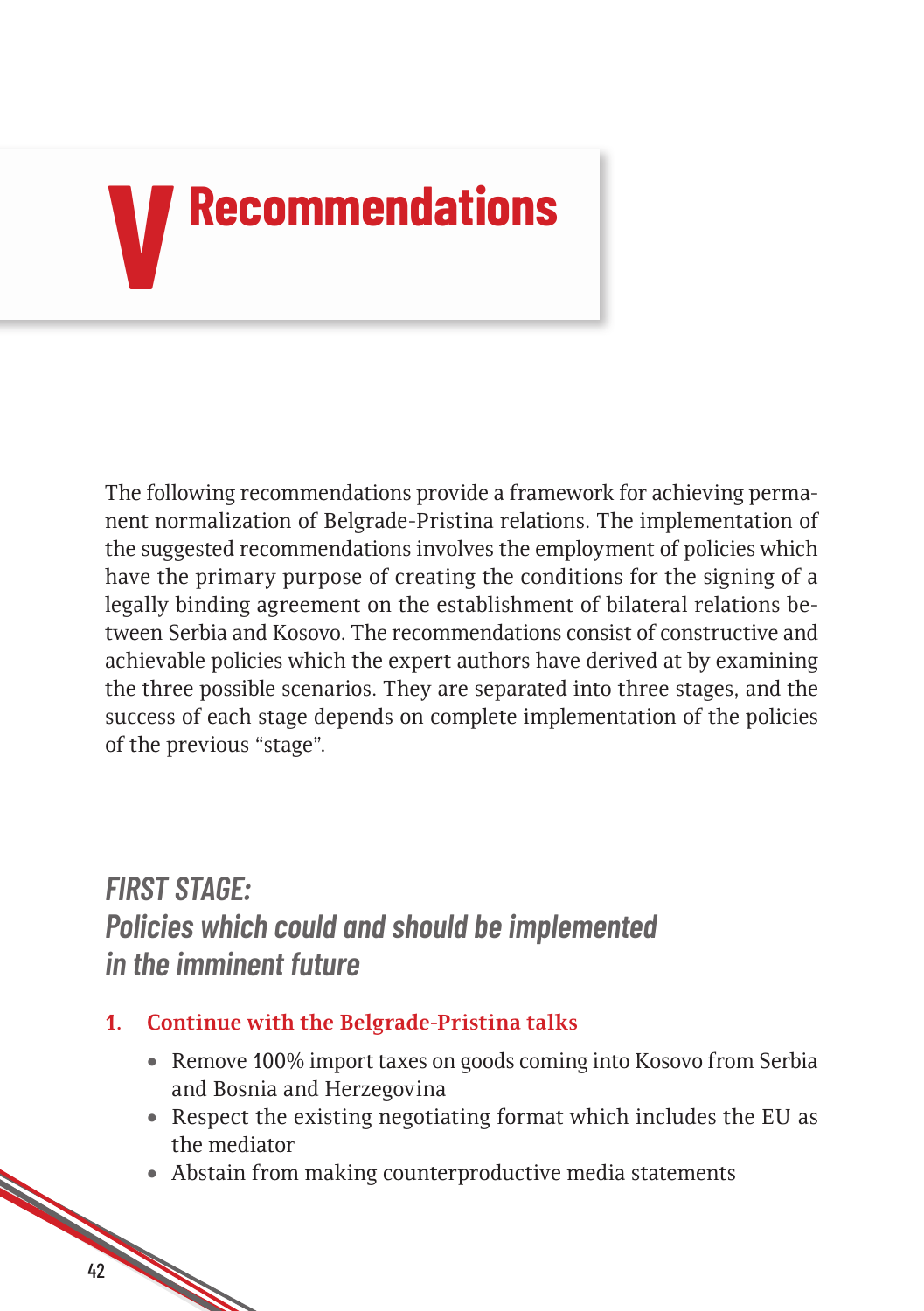# V Recommendations

The following recommendations provide a framework for achieving permanent normalization of Belgrade-Pristina relations. The implementation of the suggested recommendations involves the employment of policies which have the primary purpose of creating the conditions for the signing of a legally binding agreement on the establishment of bilateral relations between Serbia and Kosovo. The recommendations consist of constructive and achievable policies which the expert authors have derived at by examining the three possible scenarios. They are separated into three stages, and the success of each stage depends on complete implementation of the policies of the previous "stage".

## *FIRST STAGE: Policies which could and should be implemented in the imminent future*

### 1. Continue with the Belgrade-Pristina talks

- Remove 100% import taxes on goods coming into Kosovo from Serbia and Bosnia and Herzegovina
- Respect the existing negotiating format which includes the EU as the mediator
- Abstain from making counterproductive media statements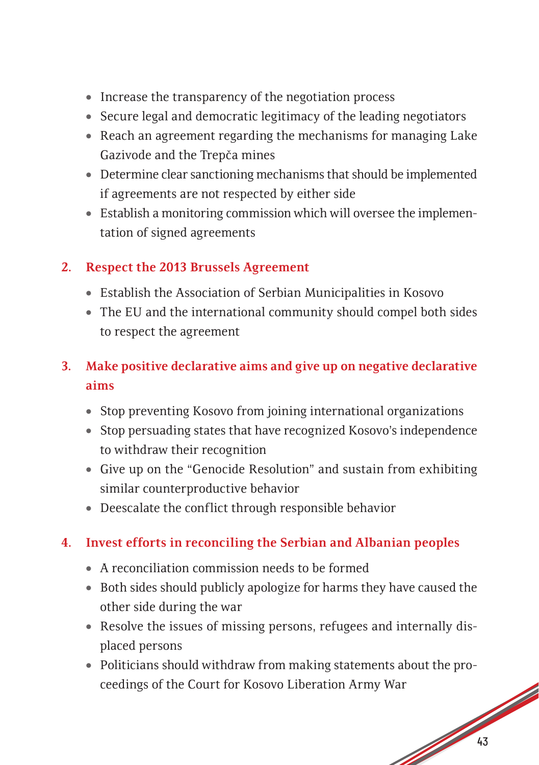- Increase the transparency of the negotiation process
- Secure legal and democratic legitimacy of the leading negotiators
- Reach an agreement regarding the mechanisms for managing Lake Gazivode and the Trepča mines
- Determine clear sanctioning mechanisms that should be implemented if agreements are not respected by either side
- Establish a monitoring commission which will oversee the implementation of signed agreements

**2. Respect the 2013 Brussels Agreement**

- Establish the Association of Serbian Municipalities in Kosovo
- The EU and the international community should compel both sides to respect the agreement

**3. Make positive declarative aims and give up on negative declarative aims**

- Stop preventing Kosovo from joining international organizations
- Stop persuading states that have recognized Kosovo's independence to withdraw their recognition
- Give up on the "Genocide Resolution" and sustain from exhibiting similar counterproductive behavior
- Deescalate the conflict through responsible behavior

**4. Invest efforts in reconciling the Serbian and Albanian peoples**

- A reconciliation commission needs to be formed
- Both sides should publicly apologize for harms they have caused the other side during the war
- Resolve the issues of missing persons, refugees and internally displaced persons
- Politicians should withdraw from making statements about the proceedings of the Court for Kosovo Liberation Army War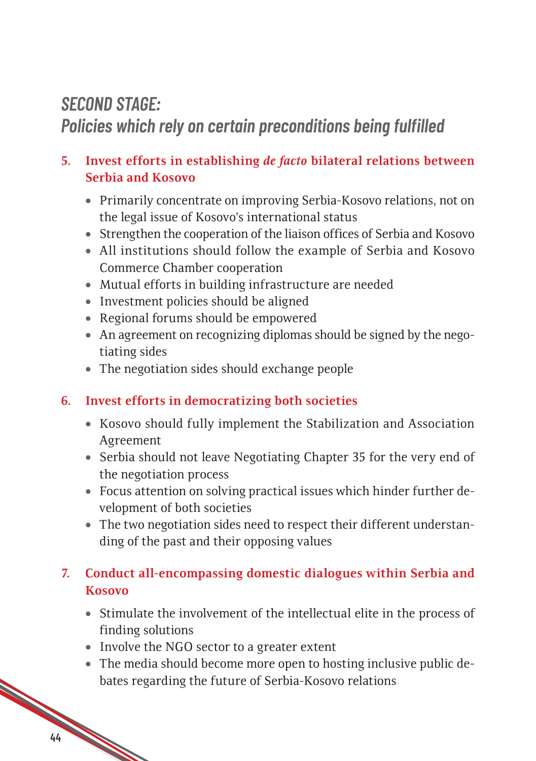## *SECOND STAGE:*
## *Policies which rely on certain preconditions being fulfilled*

### 5. Invest efforts in establishing *de facto* bilateral relations between Serbia and Kosovo

- Primarily concentrate on improving Serbia-Kosovo relations, not on the legal issue of Kosovo's international status
- Strengthen the cooperation of the liaison offices of Serbia and Kosovo
- All institutions should follow the example of Serbia and Kosovo Commerce Chamber cooperation
- Mutual efforts in building infrastructure are needed
- Investment policies should be aligned
- Regional forums should be empowered
- An agreement on recognizing diplomas should be signed by the negotiating sides
- The negotiation sides should exchange people

### 6. Invest efforts in democratizing both societies

- Kosovo should fully implement the Stabilization and Association Agreement
- Serbia should not leave Negotiating Chapter 35 for the very end of the negotiation process
- Focus attention on solving practical issues which hinder further development of both societies
- The two negotiation sides need to respect their different understanding of the past and their opposing values

### 7. Conduct all-encompassing domestic dialogues within Serbia and Kosovo

- Stimulate the involvement of the intellectual elite in the process of finding solutions
- Involve the NGO sector to a greater extent
- The media should become more open to hosting inclusive public debates regarding the future of Serbia-Kosovo relations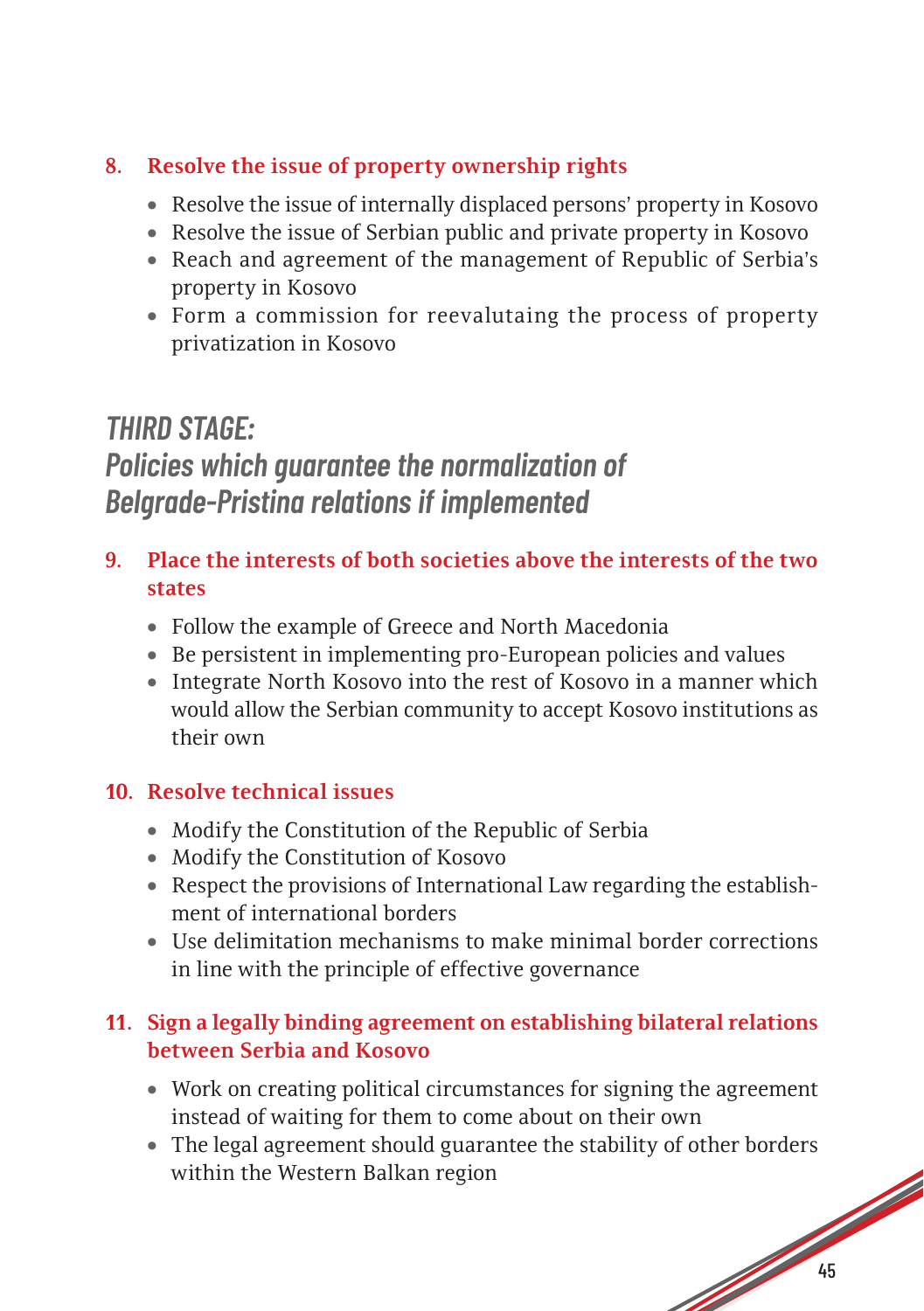**8. Resolve the issue of property ownership rights**

- Resolve the issue of internally displaced persons' property in Kosovo
- Resolve the issue of Serbian public and private property in Kosovo
- Reach and agreement of the management of Republic of Serbia's property in Kosovo
- Form a commission for reevalutaing the process of property privatization in Kosovo

## *THIRD STAGE: Policies which guarantee the normalization of Belgrade-Pristina relations if implemented*

**9. Place the interests of both societies above the interests of the two states**

- Follow the example of Greece and North Macedonia
- Be persistent in implementing pro-European policies and values
- Integrate North Kosovo into the rest of Kosovo in a manner which would allow the Serbian community to accept Kosovo institutions as their own

**10. Resolve technical issues**

- Modify the Constitution of the Republic of Serbia
- Modify the Constitution of Kosovo
- Respect the provisions of International Law regarding the establishment of international borders
- Use delimitation mechanisms to make minimal border corrections in line with the principle of effective governance

**11. Sign a legally binding agreement on establishing bilateral relations between Serbia and Kosovo**

- Work on creating political circumstances for signing the agreement instead of waiting for them to come about on their own
- The legal agreement should guarantee the stability of other borders within the Western Balkan region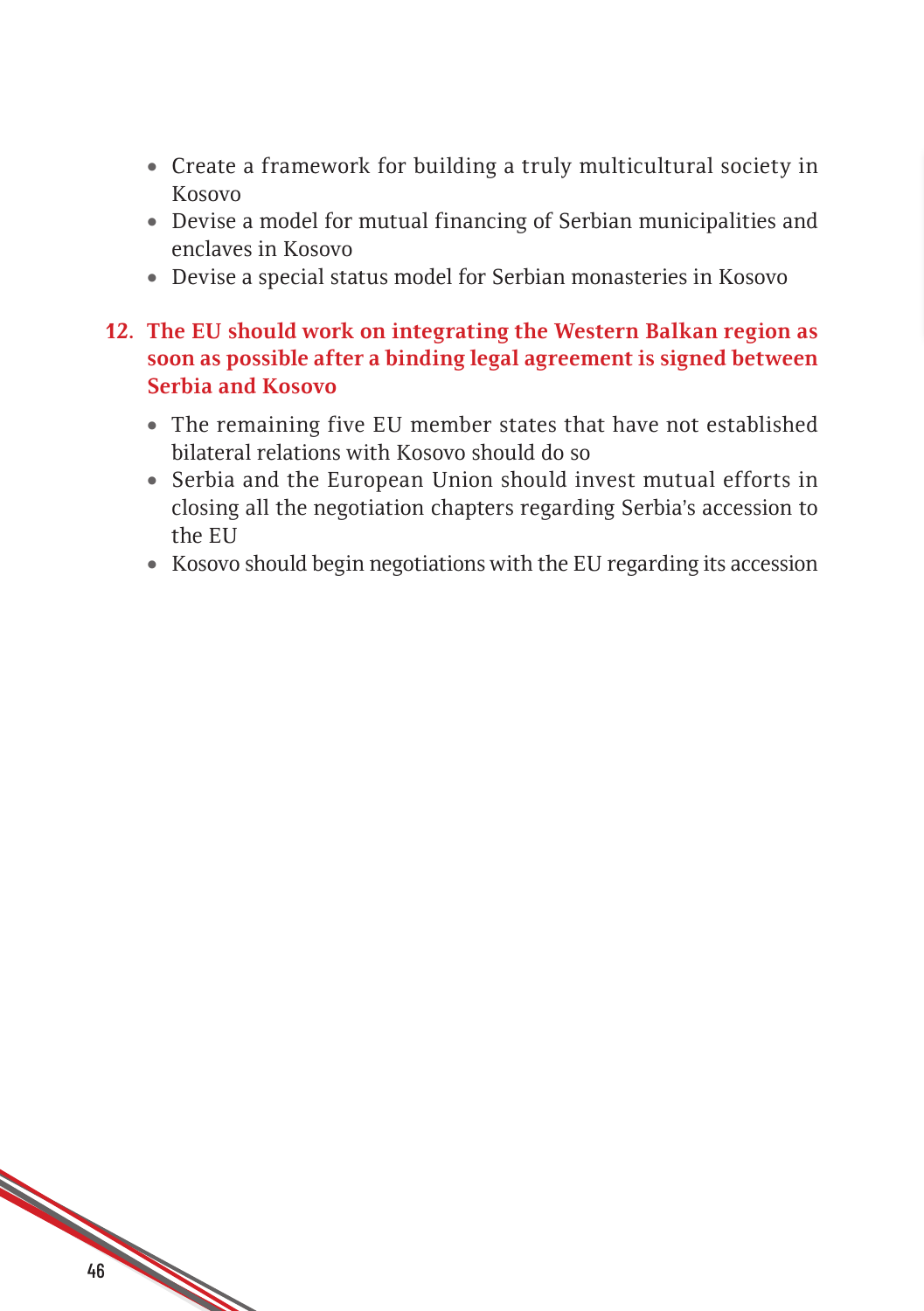- Create a framework for building a truly multicultural society in Kosovo
- Devise a model for mutual financing of Serbian municipalities and enclaves in Kosovo
- Devise a special status model for Serbian monasteries in Kosovo

12. **The EU should work on integrating the Western Balkan region as soon as possible after a binding legal agreement is signed between Serbia and Kosovo**

    - The remaining five EU member states that have not established bilateral relations with Kosovo should do so
    - Serbia and the European Union should invest mutual efforts in closing all the negotiation chapters regarding Serbia's accession to the EU
    - Kosovo should begin negotiations with the EU regarding its accession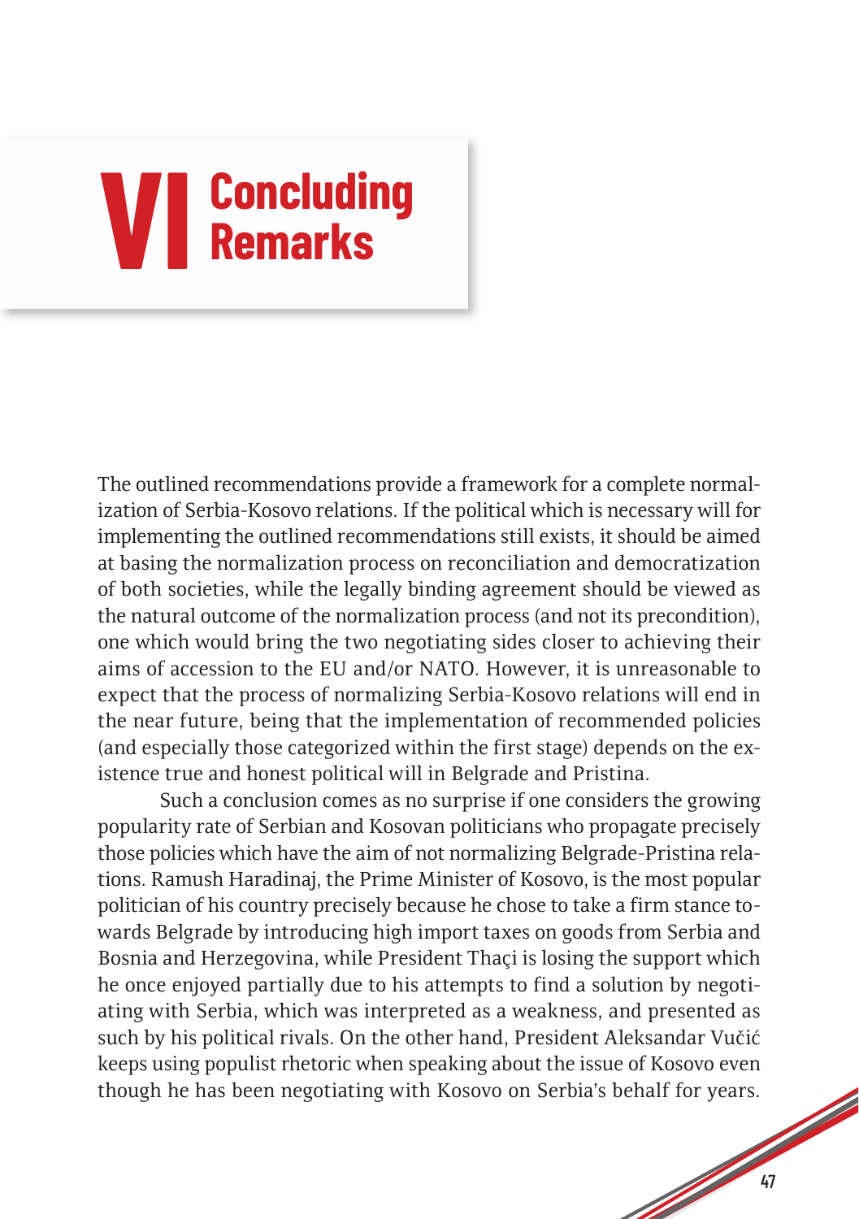# VI Concluding Remarks

The outlined recommendations provide a framework for a complete normalization of Serbia-Kosovo relations. If the political which is necessary will for implementing the outlined recommendations still exists, it should be aimed at basing the normalization process on reconciliation and democratization of both societies, while the legally binding agreement should be viewed as the natural outcome of the normalization process (and not its precondition), one which would bring the two negotiating sides closer to achieving their aims of accession to the EU and/or NATO. However, it is unreasonable to expect that the process of normalizing Serbia-Kosovo relations will end in the near future, being that the implementation of recommended policies (and especially those categorized within the first stage) depends on the existence true and honest political will in Belgrade and Pristina.

Such a conclusion comes as no surprise if one considers the growing popularity rate of Serbian and Kosovan politicians who propagate precisely those policies which have the aim of not normalizing Belgrade-Pristina relations. Ramush Haradinaj, the Prime Minister of Kosovo, is the most popular politician of his country precisely because he chose to take a firm stance towards Belgrade by introducing high import taxes on goods from Serbia and Bosnia and Herzegovina, while President Thaçi is losing the support which he once enjoyed partially due to his attempts to find a solution by negotiating with Serbia, which was interpreted as a weakness, and presented as such by his political rivals. On the other hand, President Aleksandar Vučić keeps using populist rhetoric when speaking about the issue of Kosovo even though he has been negotiating with Kosovo on Serbia's behalf for years.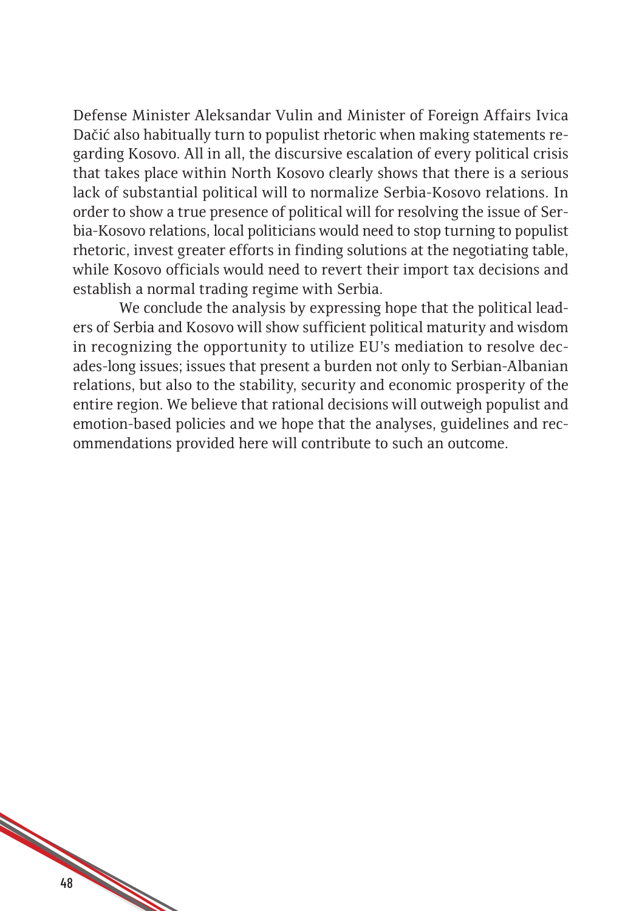Defense Minister Aleksandar Vulin and Minister of Foreign Affairs Ivica Dačić also habitually turn to populist rhetoric when making statements regarding Kosovo. All in all, the discursive escalation of every political crisis that takes place within North Kosovo clearly shows that there is a serious lack of substantial political will to normalize Serbia-Kosovo relations. In order to show a true presence of political will for resolving the issue of Serbia-Kosovo relations, local politicians would need to stop turning to populist rhetoric, invest greater efforts in finding solutions at the negotiating table, while Kosovo officials would need to revert their import tax decisions and establish a normal trading regime with Serbia.

We conclude the analysis by expressing hope that the political leaders of Serbia and Kosovo will show sufficient political maturity and wisdom in recognizing the opportunity to utilize EU's mediation to resolve decades-long issues; issues that present a burden not only to Serbian-Albanian relations, but also to the stability, security and economic prosperity of the entire region. We believe that rational decisions will outweigh populist and emotion-based policies and we hope that the analyses, guidelines and recommendations provided here will contribute to such an outcome.